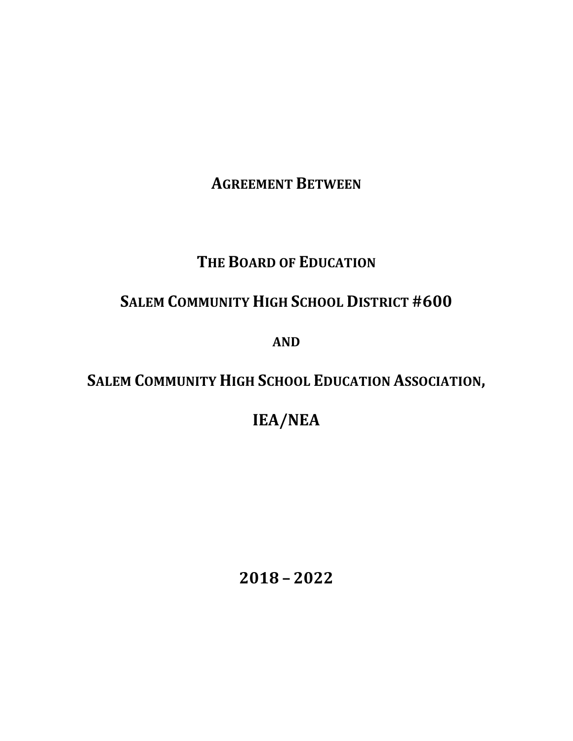# AGREEMENT BETWEEN

## THE BOARD OF EDUCATION

## SALEM COMMUNITY HIGH SCHOOL DISTRICT #600

**AND**

## SALEM COMMUNITY HIGH SCHOOL EDUCATION ASSOCIATION,

## IEA/NEA

## 2018 – 2022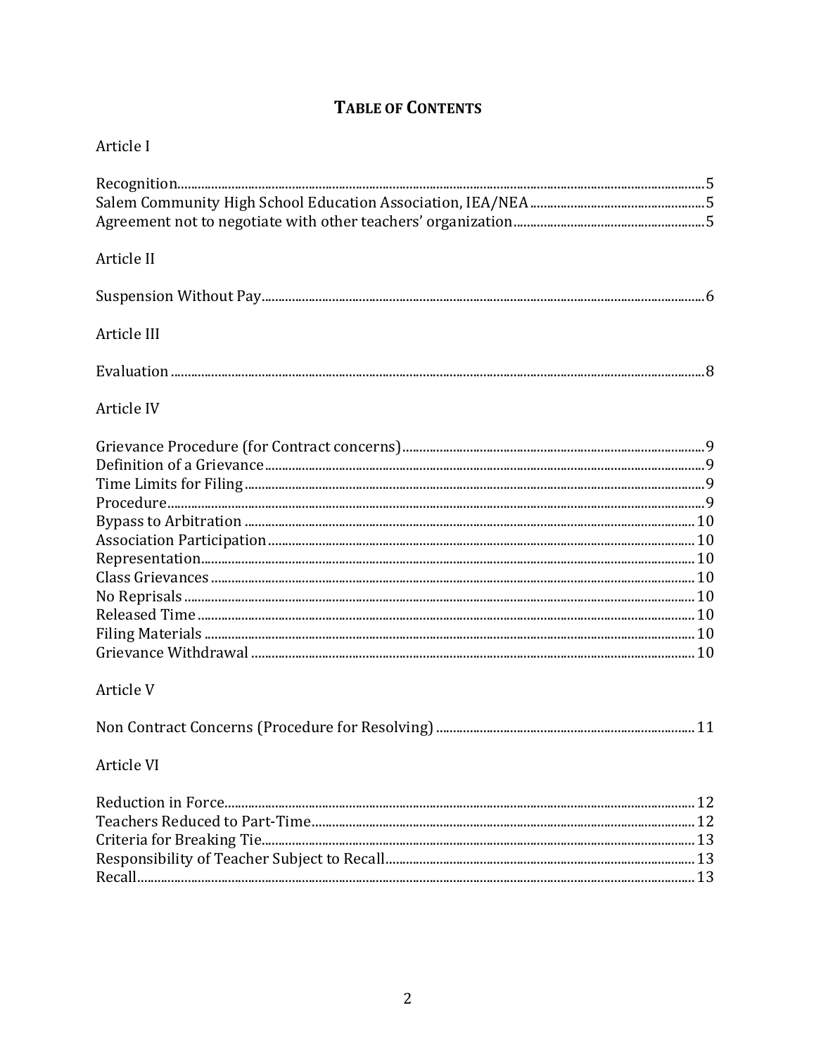# TABLE OF CONTENTS

Article I

Recognition.......................................................................................................5
Salem Community High School Education Association, IEA/NEA..........................5
Agreement not to negotiate with other teachers' organization..................................5

Article II

Suspension Without Pay.......................................................................................6

Article III

Evaluation..........................................................................................................8

Article IV

Grievance Procedure (for Contract concerns).......................................................9
Definition of a Grievance......................................................................................9
Time Limits for Filing...........................................................................................9
Procedure............................................................................................................9
Bypass to Arbitration..........................................................................................10
Association Participation.....................................................................................10
Representation...................................................................................................10
Class Grievances................................................................................................10
No Reprisals.......................................................................................................10
Released Time....................................................................................................10
Filing Materials...................................................................................................10
Grievance Withdrawal.........................................................................................10

Article V

Non Contract Concerns (Procedure for Resolving)..............................................11

Article VI

Reduction in Force..............................................................................................12
Teachers Reduced to Part-Time...........................................................................12
Criteria for Breaking Tie......................................................................................13
Responsibility of Teacher Subject to Recall..........................................................13
Recall.................................................................................................................13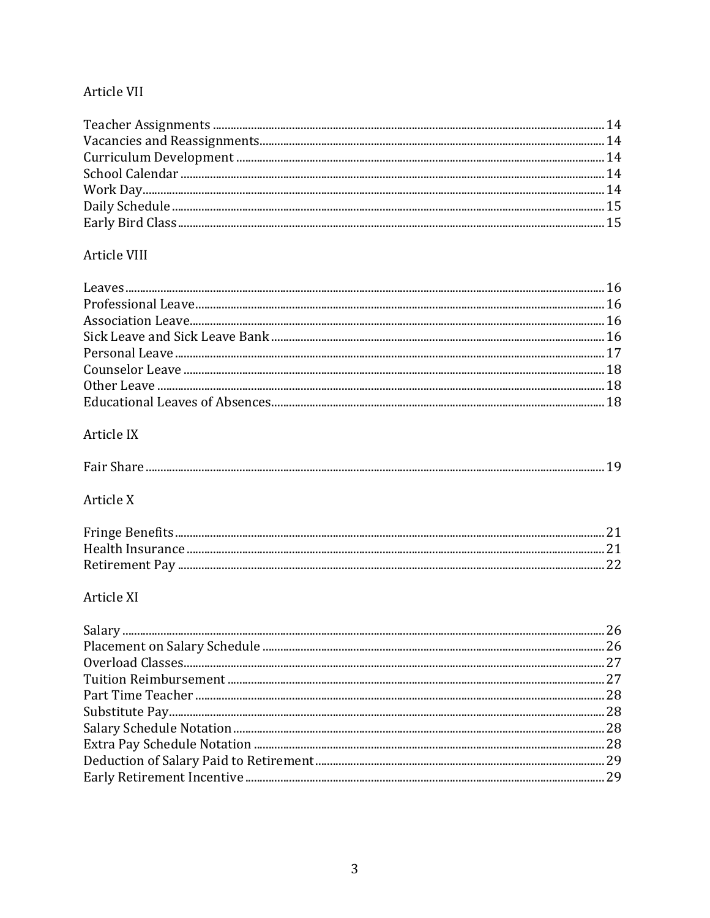## Article VII

Teacher Assignments ........ 14
Vacancies and Reassignments ........ 14
Curriculum Development ........ 14
School Calendar ........ 14
Work Day ........ 14
Daily Schedule ........ 15
Early Bird Class ........ 15

## Article VIII

Leaves ........ 16
Professional Leave ........ 16
Association Leave ........ 16
Sick Leave and Sick Leave Bank ........ 16
Personal Leave ........ 17
Counselor Leave ........ 18
Other Leave ........ 18
Educational Leaves of Absences ........ 18

## Article IX

Fair Share ........ 19

## Article X

Fringe Benefits ........ 21
Health Insurance ........ 21
Retirement Pay ........ 22

## Article XI

Salary ........ 26
Placement on Salary Schedule ........ 26
Overload Classes ........ 27
Tuition Reimbursement ........ 27
Part Time Teacher ........ 28
Substitute Pay ........ 28
Salary Schedule Notation ........ 28
Extra Pay Schedule Notation ........ 28
Deduction of Salary Paid to Retirement ........ 29
Early Retirement Incentive ........ 29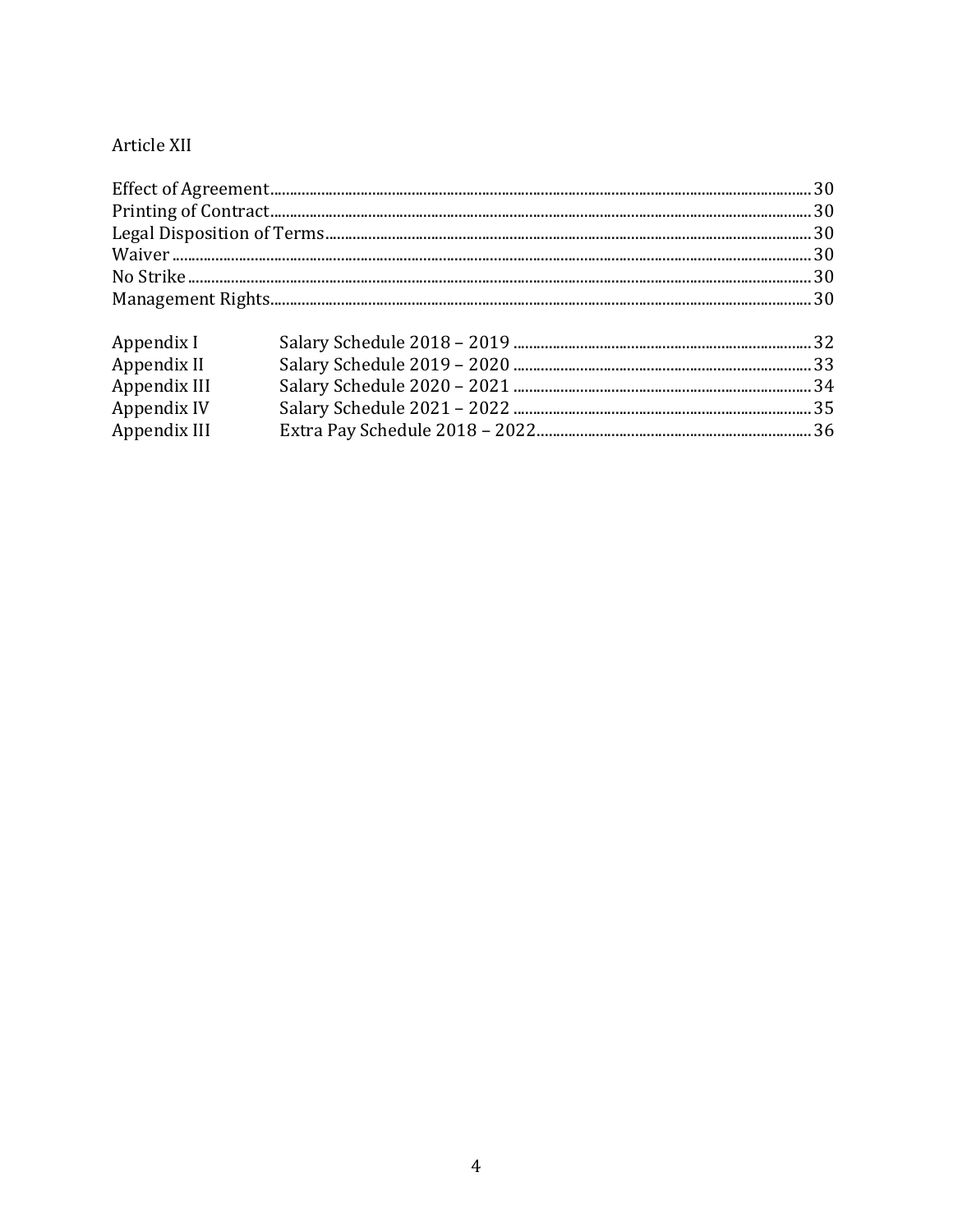Article XII

Effect of Agreement........................................................................................................................30
Printing of Contract.........................................................................................................................30
Legal Disposition of Terms............................................................................................................30
Waiver ..................................................................................................................................................30
No Strike..............................................................................................................................................30
Management Rights.........................................................................................................................30

| | | |
|---|---|---|
| Appendix I | Salary Schedule 2018 – 2019 | 32 |
| Appendix II | Salary Schedule 2019 – 2020 | 33 |
| Appendix III | Salary Schedule 2020 – 2021 | 34 |
| Appendix IV | Salary Schedule 2021 – 2022 | 35 |
| Appendix III | Extra Pay Schedule 2018 – 2022 | 36 |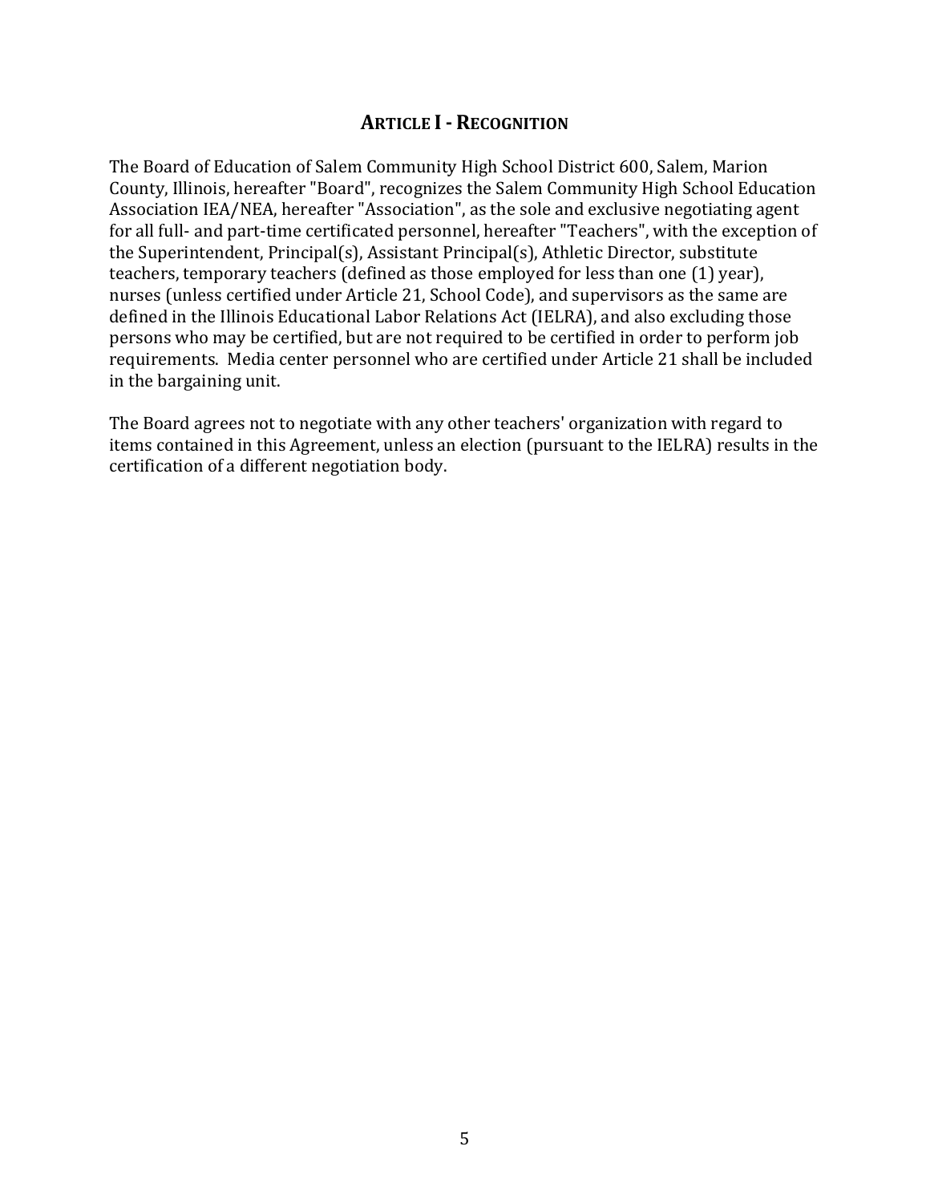## ARTICLE I - RECOGNITION

The Board of Education of Salem Community High School District 600, Salem, Marion County, Illinois, hereafter "Board", recognizes the Salem Community High School Education Association IEA/NEA, hereafter "Association", as the sole and exclusive negotiating agent for all full- and part-time certificated personnel, hereafter "Teachers", with the exception of the Superintendent, Principal(s), Assistant Principal(s), Athletic Director, substitute teachers, temporary teachers (defined as those employed for less than one (1) year), nurses (unless certified under Article 21, School Code), and supervisors as the same are defined in the Illinois Educational Labor Relations Act (IELRA), and also excluding those persons who may be certified, but are not required to be certified in order to perform job requirements. Media center personnel who are certified under Article 21 shall be included in the bargaining unit.

The Board agrees not to negotiate with any other teachers' organization with regard to items contained in this Agreement, unless an election (pursuant to the IELRA) results in the certification of a different negotiation body.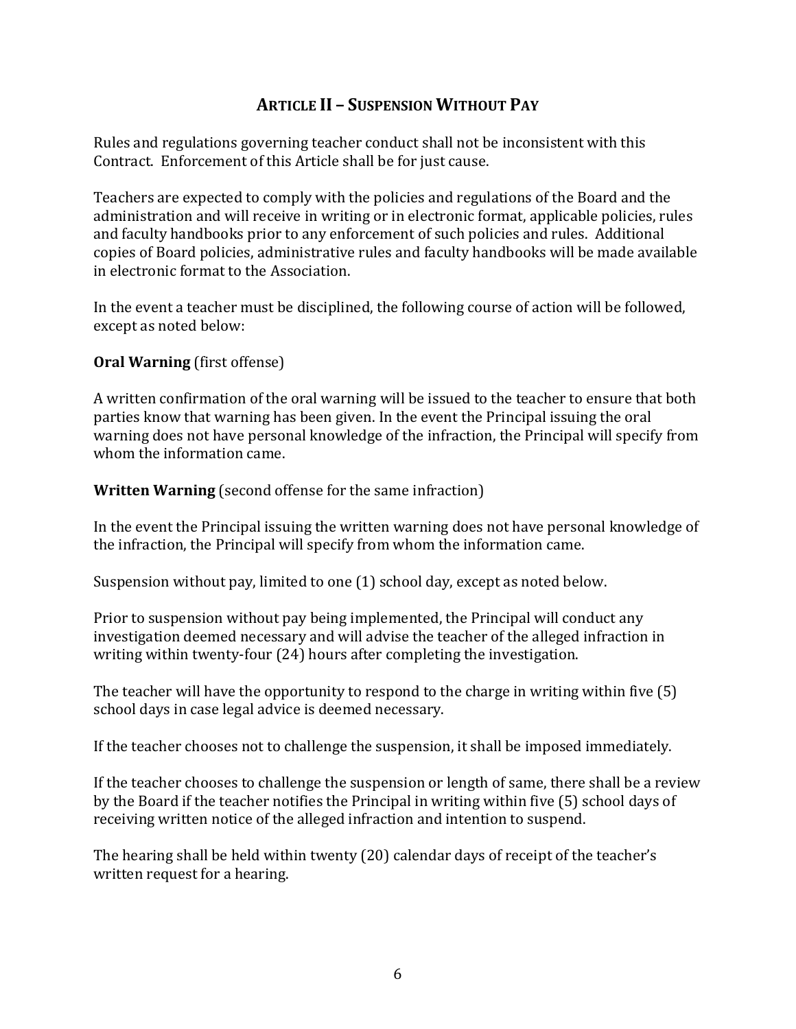## ARTICLE II – SUSPENSION WITHOUT PAY

Rules and regulations governing teacher conduct shall not be inconsistent with this Contract. Enforcement of this Article shall be for just cause.

Teachers are expected to comply with the policies and regulations of the Board and the administration and will receive in writing or in electronic format, applicable policies, rules and faculty handbooks prior to any enforcement of such policies and rules. Additional copies of Board policies, administrative rules and faculty handbooks will be made available in electronic format to the Association.

In the event a teacher must be disciplined, the following course of action will be followed, except as noted below:

**Oral Warning** (first offense)

A written confirmation of the oral warning will be issued to the teacher to ensure that both parties know that warning has been given. In the event the Principal issuing the oral warning does not have personal knowledge of the infraction, the Principal will specify from whom the information came.

**Written Warning** (second offense for the same infraction)

In the event the Principal issuing the written warning does not have personal knowledge of the infraction, the Principal will specify from whom the information came.

Suspension without pay, limited to one (1) school day, except as noted below.

Prior to suspension without pay being implemented, the Principal will conduct any investigation deemed necessary and will advise the teacher of the alleged infraction in writing within twenty-four (24) hours after completing the investigation.

The teacher will have the opportunity to respond to the charge in writing within five (5) school days in case legal advice is deemed necessary.

If the teacher chooses not to challenge the suspension, it shall be imposed immediately.

If the teacher chooses to challenge the suspension or length of same, there shall be a review by the Board if the teacher notifies the Principal in writing within five (5) school days of receiving written notice of the alleged infraction and intention to suspend.

The hearing shall be held within twenty (20) calendar days of receipt of the teacher's written request for a hearing.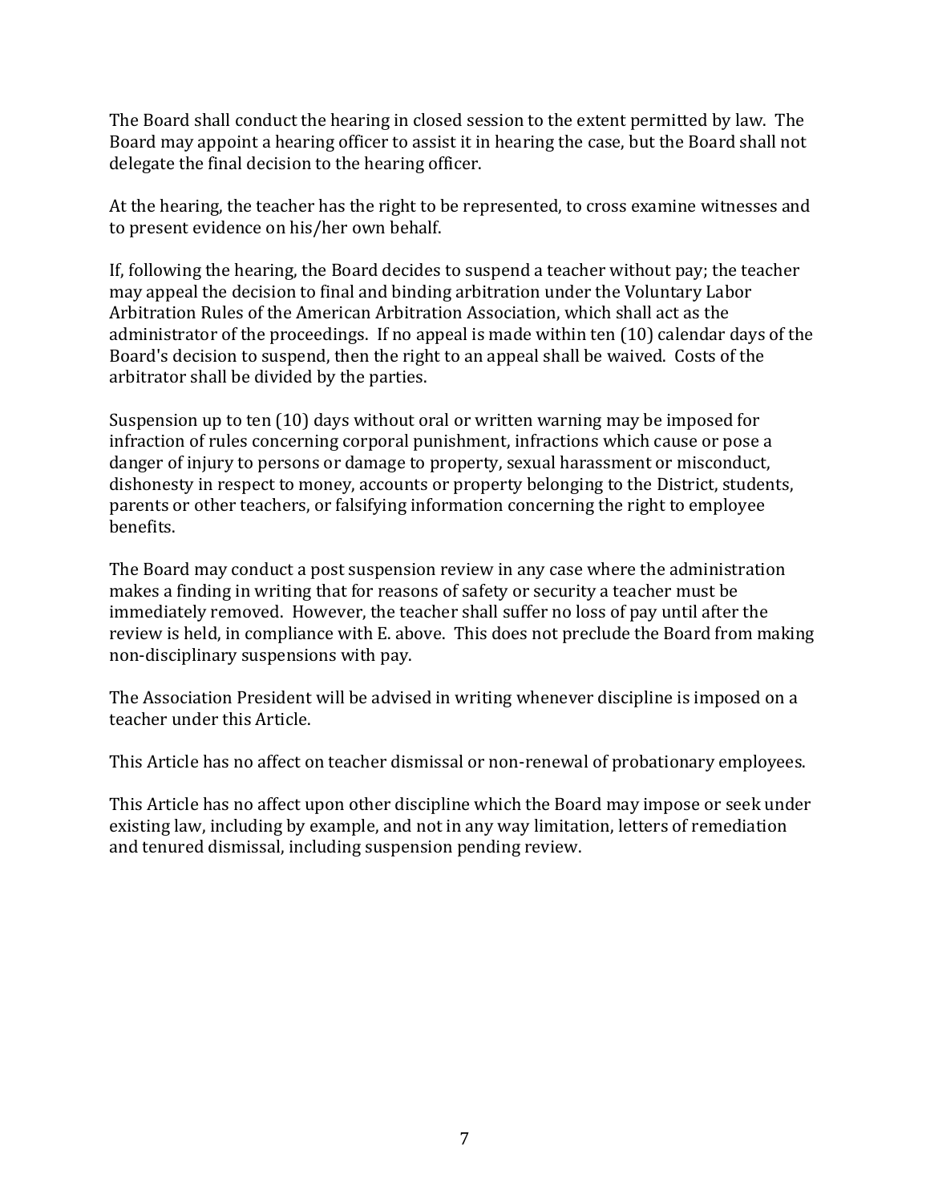The Board shall conduct the hearing in closed session to the extent permitted by law. The Board may appoint a hearing officer to assist it in hearing the case, but the Board shall not delegate the final decision to the hearing officer.

At the hearing, the teacher has the right to be represented, to cross examine witnesses and to present evidence on his/her own behalf.

If, following the hearing, the Board decides to suspend a teacher without pay; the teacher may appeal the decision to final and binding arbitration under the Voluntary Labor Arbitration Rules of the American Arbitration Association, which shall act as the administrator of the proceedings. If no appeal is made within ten (10) calendar days of the Board's decision to suspend, then the right to an appeal shall be waived. Costs of the arbitrator shall be divided by the parties.

Suspension up to ten (10) days without oral or written warning may be imposed for infraction of rules concerning corporal punishment, infractions which cause or pose a danger of injury to persons or damage to property, sexual harassment or misconduct, dishonesty in respect to money, accounts or property belonging to the District, students, parents or other teachers, or falsifying information concerning the right to employee benefits.

The Board may conduct a post suspension review in any case where the administration makes a finding in writing that for reasons of safety or security a teacher must be immediately removed. However, the teacher shall suffer no loss of pay until after the review is held, in compliance with E. above. This does not preclude the Board from making non-disciplinary suspensions with pay.

The Association President will be advised in writing whenever discipline is imposed on a teacher under this Article.

This Article has no affect on teacher dismissal or non-renewal of probationary employees.

This Article has no affect upon other discipline which the Board may impose or seek under existing law, including by example, and not in any way limitation, letters of remediation and tenured dismissal, including suspension pending review.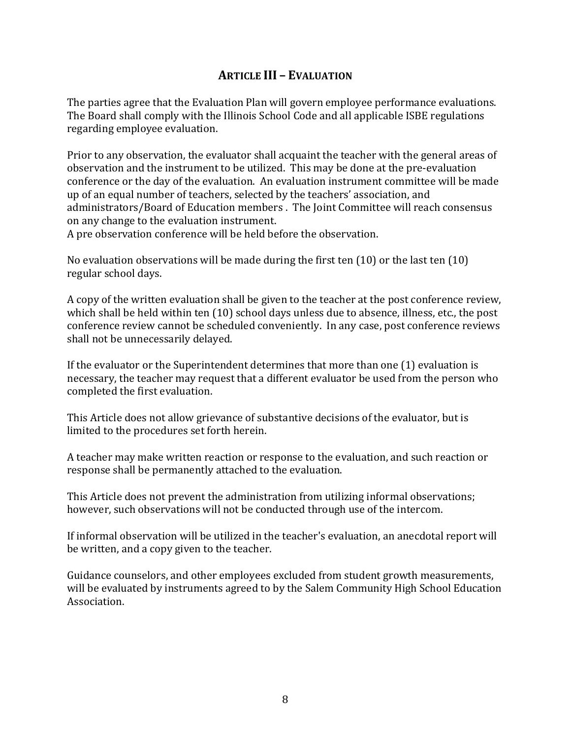## ARTICLE III – EVALUATION

The parties agree that the Evaluation Plan will govern employee performance evaluations. The Board shall comply with the Illinois School Code and all applicable ISBE regulations regarding employee evaluation.

Prior to any observation, the evaluator shall acquaint the teacher with the general areas of observation and the instrument to be utilized. This may be done at the pre-evaluation conference or the day of the evaluation. An evaluation instrument committee will be made up of an equal number of teachers, selected by the teachers' association, and administrators/Board of Education members . The Joint Committee will reach consensus on any change to the evaluation instrument.
A pre observation conference will be held before the observation.

No evaluation observations will be made during the first ten (10) or the last ten (10) regular school days.

A copy of the written evaluation shall be given to the teacher at the post conference review, which shall be held within ten (10) school days unless due to absence, illness, etc., the post conference review cannot be scheduled conveniently. In any case, post conference reviews shall not be unnecessarily delayed.

If the evaluator or the Superintendent determines that more than one (1) evaluation is necessary, the teacher may request that a different evaluator be used from the person who completed the first evaluation.

This Article does not allow grievance of substantive decisions of the evaluator, but is limited to the procedures set forth herein.

A teacher may make written reaction or response to the evaluation, and such reaction or response shall be permanently attached to the evaluation.

This Article does not prevent the administration from utilizing informal observations; however, such observations will not be conducted through use of the intercom.

If informal observation will be utilized in the teacher's evaluation, an anecdotal report will be written, and a copy given to the teacher.

Guidance counselors, and other employees excluded from student growth measurements, will be evaluated by instruments agreed to by the Salem Community High School Education Association.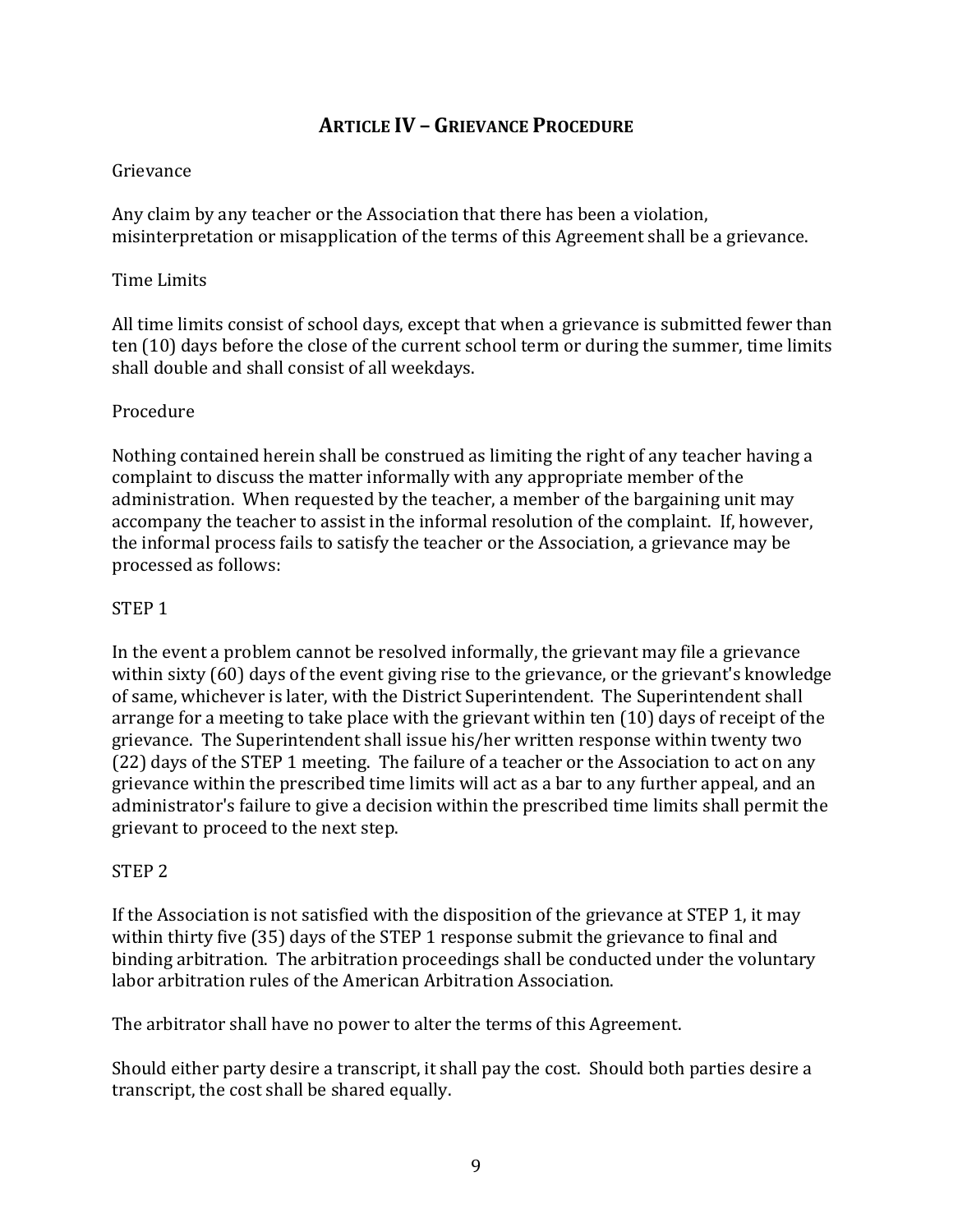## ARTICLE IV – GRIEVANCE PROCEDURE

Grievance

Any claim by any teacher or the Association that there has been a violation, misinterpretation or misapplication of the terms of this Agreement shall be a grievance.

Time Limits

All time limits consist of school days, except that when a grievance is submitted fewer than ten (10) days before the close of the current school term or during the summer, time limits shall double and shall consist of all weekdays.

Procedure

Nothing contained herein shall be construed as limiting the right of any teacher having a complaint to discuss the matter informally with any appropriate member of the administration. When requested by the teacher, a member of the bargaining unit may accompany the teacher to assist in the informal resolution of the complaint. If, however, the informal process fails to satisfy the teacher or the Association, a grievance may be processed as follows:

STEP 1

In the event a problem cannot be resolved informally, the grievant may file a grievance within sixty (60) days of the event giving rise to the grievance, or the grievant's knowledge of same, whichever is later, with the District Superintendent. The Superintendent shall arrange for a meeting to take place with the grievant within ten (10) days of receipt of the grievance. The Superintendent shall issue his/her written response within twenty two (22) days of the STEP 1 meeting. The failure of a teacher or the Association to act on any grievance within the prescribed time limits will act as a bar to any further appeal, and an administrator's failure to give a decision within the prescribed time limits shall permit the grievant to proceed to the next step.

STEP 2

If the Association is not satisfied with the disposition of the grievance at STEP 1, it may within thirty five (35) days of the STEP 1 response submit the grievance to final and binding arbitration. The arbitration proceedings shall be conducted under the voluntary labor arbitration rules of the American Arbitration Association.

The arbitrator shall have no power to alter the terms of this Agreement.

Should either party desire a transcript, it shall pay the cost. Should both parties desire a transcript, the cost shall be shared equally.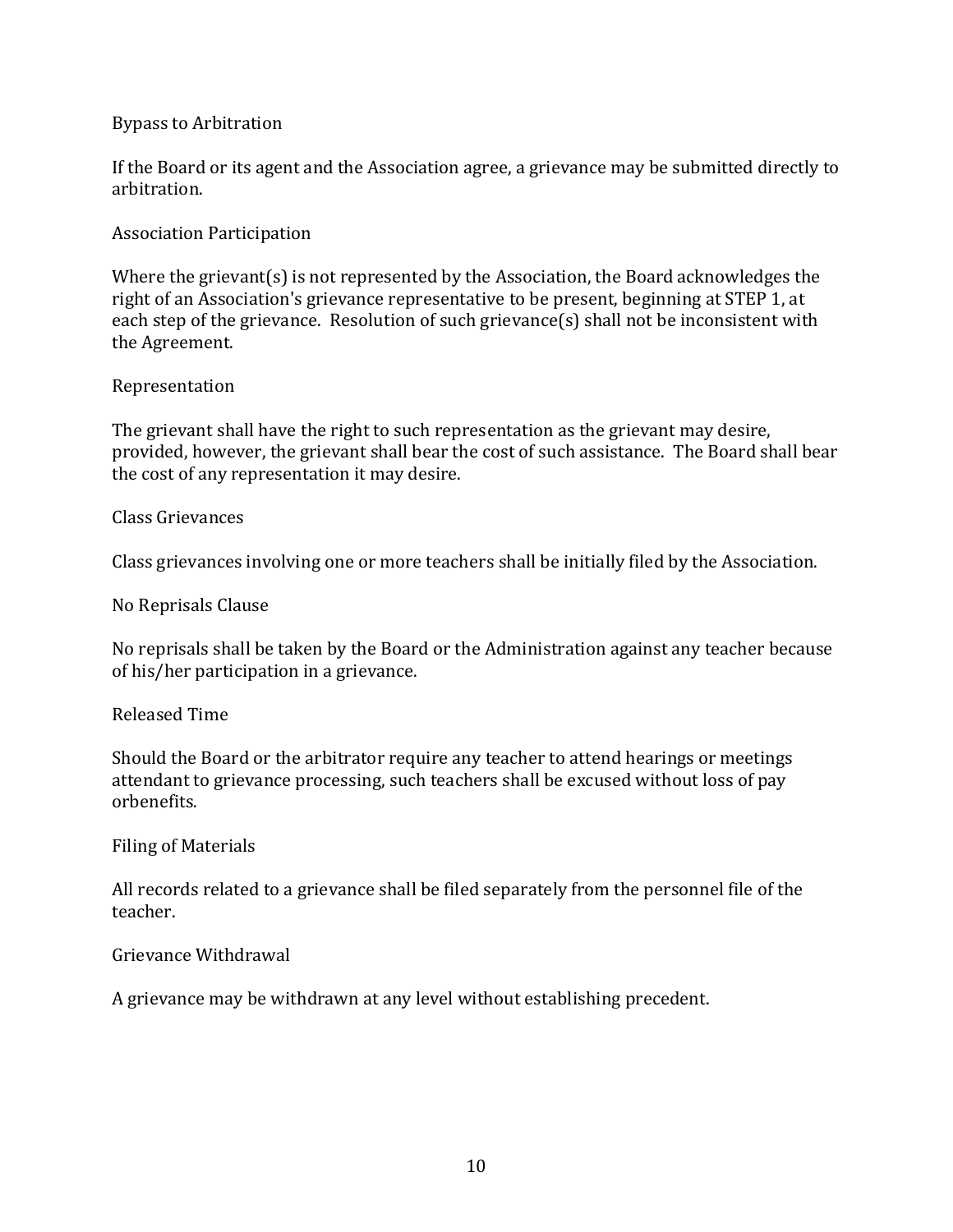### Bypass to Arbitration

If the Board or its agent and the Association agree, a grievance may be submitted directly to arbitration.

### Association Participation

Where the grievant(s) is not represented by the Association, the Board acknowledges the right of an Association's grievance representative to be present, beginning at STEP 1, at each step of the grievance. Resolution of such grievance(s) shall not be inconsistent with the Agreement.

### Representation

The grievant shall have the right to such representation as the grievant may desire, provided, however, the grievant shall bear the cost of such assistance. The Board shall bear the cost of any representation it may desire.

### Class Grievances

Class grievances involving one or more teachers shall be initially filed by the Association.

### No Reprisals Clause

No reprisals shall be taken by the Board or the Administration against any teacher because of his/her participation in a grievance.

### Released Time

Should the Board or the arbitrator require any teacher to attend hearings or meetings attendant to grievance processing, such teachers shall be excused without loss of pay orbenefits.

### Filing of Materials

All records related to a grievance shall be filed separately from the personnel file of the teacher.

### Grievance Withdrawal

A grievance may be withdrawn at any level without establishing precedent.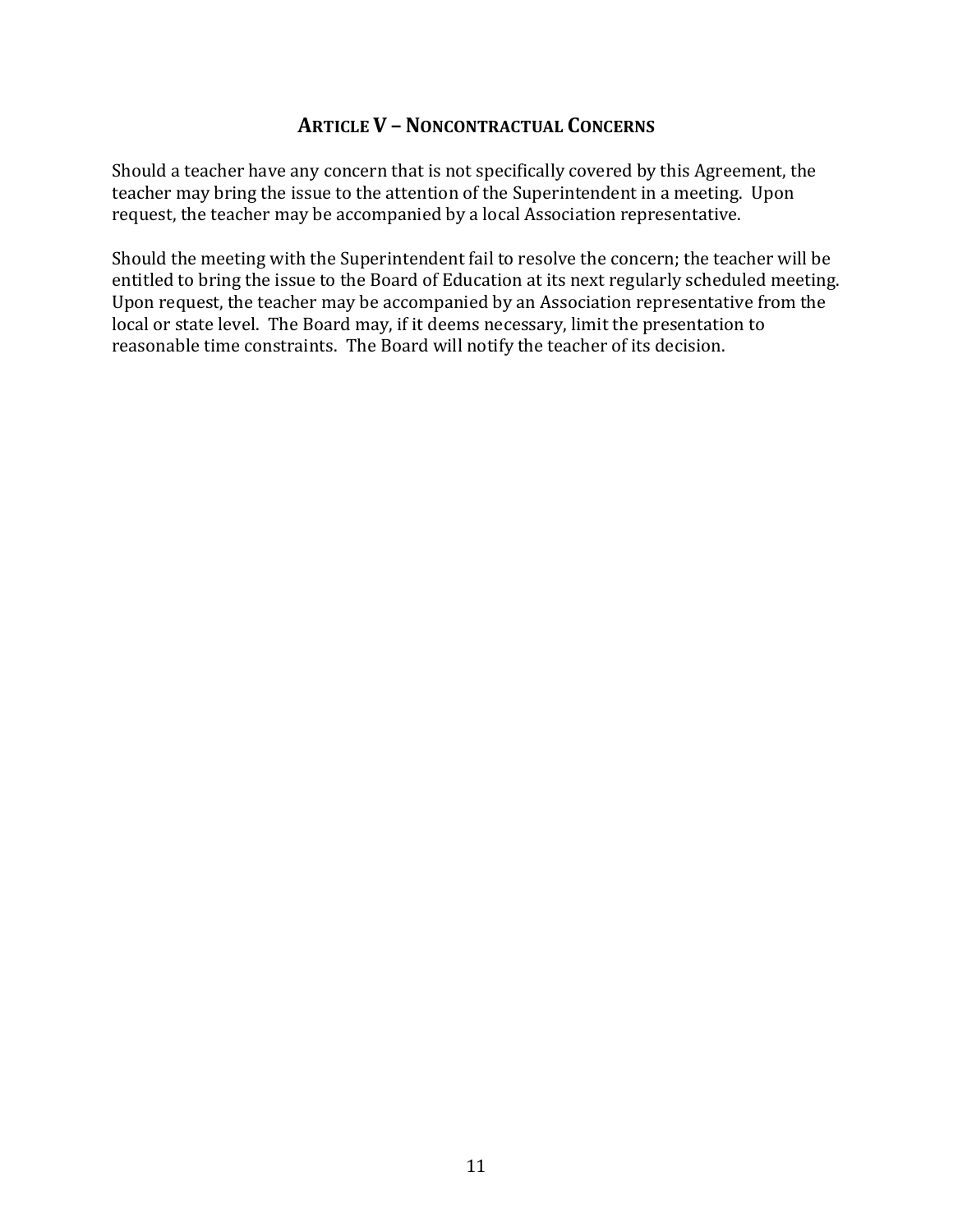## ARTICLE V – NONCONTRACTUAL CONCERNS

Should a teacher have any concern that is not specifically covered by this Agreement, the teacher may bring the issue to the attention of the Superintendent in a meeting. Upon request, the teacher may be accompanied by a local Association representative.

Should the meeting with the Superintendent fail to resolve the concern; the teacher will be entitled to bring the issue to the Board of Education at its next regularly scheduled meeting. Upon request, the teacher may be accompanied by an Association representative from the local or state level. The Board may, if it deems necessary, limit the presentation to reasonable time constraints. The Board will notify the teacher of its decision.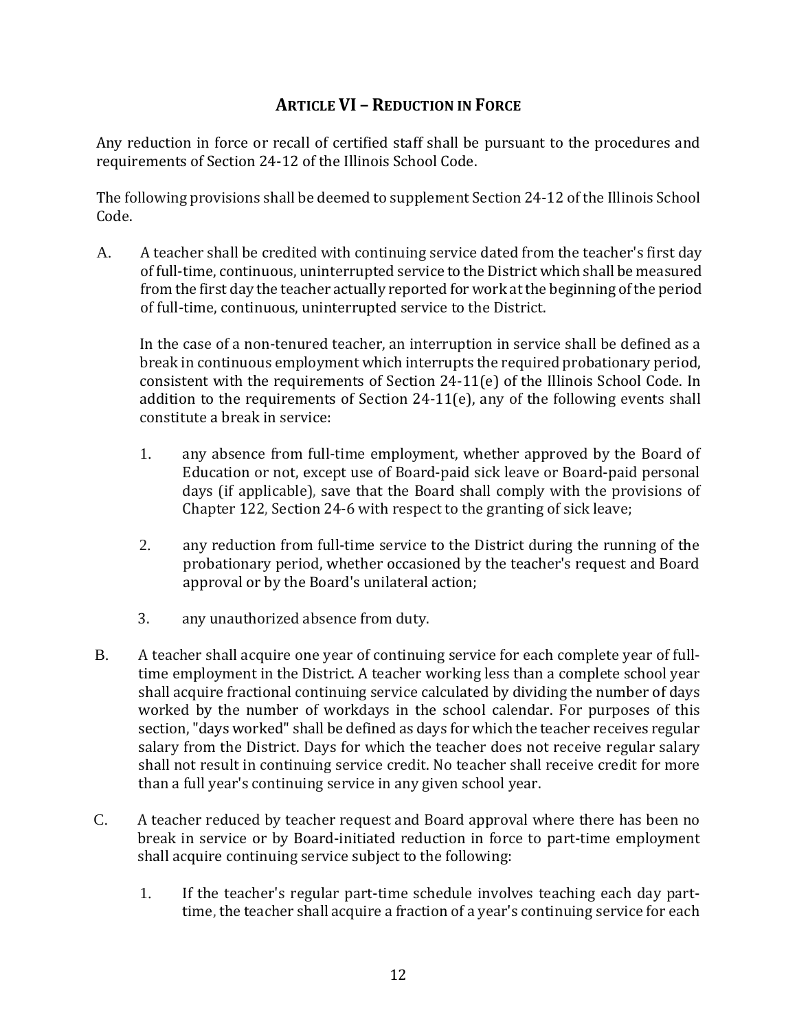## ARTICLE VI – REDUCTION IN FORCE

Any reduction in force or recall of certified staff shall be pursuant to the procedures and requirements of Section 24-12 of the Illinois School Code.

The following provisions shall be deemed to supplement Section 24-12 of the Illinois School Code.

A. A teacher shall be credited with continuing service dated from the teacher's first day of full-time, continuous, uninterrupted service to the District which shall be measured from the first day the teacher actually reported for work at the beginning of the period of full-time, continuous, uninterrupted service to the District.

   In the case of a non-tenured teacher, an interruption in service shall be defined as a break in continuous employment which interrupts the required probationary period, consistent with the requirements of Section 24-11(e) of the Illinois School Code. In addition to the requirements of Section 24-11(e), any of the following events shall constitute a break in service:

   1. any absence from full-time employment, whether approved by the Board of Education or not, except use of Board-paid sick leave or Board-paid personal days (if applicable), save that the Board shall comply with the provisions of Chapter 122, Section 24-6 with respect to the granting of sick leave;

   2. any reduction from full-time service to the District during the running of the probationary period, whether occasioned by the teacher's request and Board approval or by the Board's unilateral action;

   3. any unauthorized absence from duty.

B. A teacher shall acquire one year of continuing service for each complete year of full-time employment in the District. A teacher working less than a complete school year shall acquire fractional continuing service calculated by dividing the number of days worked by the number of workdays in the school calendar. For purposes of this section, "days worked" shall be defined as days for which the teacher receives regular salary from the District. Days for which the teacher does not receive regular salary shall not result in continuing service credit. No teacher shall receive credit for more than a full year's continuing service in any given school year.

C. A teacher reduced by teacher request and Board approval where there has been no break in service or by Board-initiated reduction in force to part-time employment shall acquire continuing service subject to the following:

   1. If the teacher's regular part-time schedule involves teaching each day part-time, the teacher shall acquire a fraction of a year's continuing service for each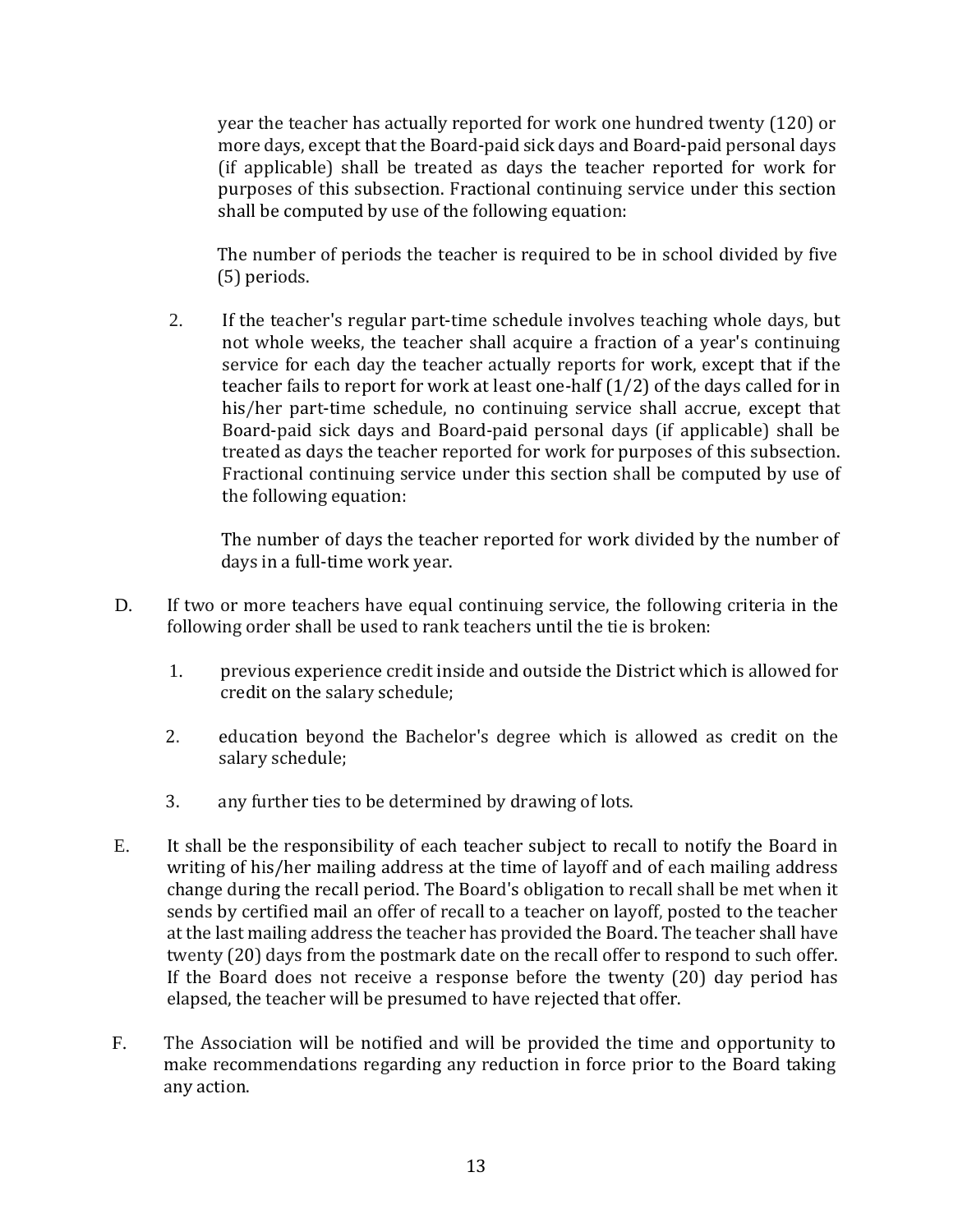year the teacher has actually reported for work one hundred twenty (120) or more days, except that the Board-paid sick days and Board-paid personal days (if applicable) shall be treated as days the teacher reported for work for purposes of this subsection. Fractional continuing service under this section shall be computed by use of the following equation:

The number of periods the teacher is required to be in school divided by five (5) periods.

2. If the teacher's regular part-time schedule involves teaching whole days, but not whole weeks, the teacher shall acquire a fraction of a year's continuing service for each day the teacher actually reports for work, except that if the teacher fails to report for work at least one-half (1/2) of the days called for in his/her part-time schedule, no continuing service shall accrue, except that Board-paid sick days and Board-paid personal days (if applicable) shall be treated as days the teacher reported for work for purposes of this subsection. Fractional continuing service under this section shall be computed by use of the following equation:

   The number of days the teacher reported for work divided by the number of days in a full-time work year.

D. If two or more teachers have equal continuing service, the following criteria in the following order shall be used to rank teachers until the tie is broken:

   1. previous experience credit inside and outside the District which is allowed for credit on the salary schedule;

   2. education beyond the Bachelor's degree which is allowed as credit on the salary schedule;

   3. any further ties to be determined by drawing of lots.

E. It shall be the responsibility of each teacher subject to recall to notify the Board in writing of his/her mailing address at the time of layoff and of each mailing address change during the recall period. The Board's obligation to recall shall be met when it sends by certified mail an offer of recall to a teacher on layoff, posted to the teacher at the last mailing address the teacher has provided the Board. The teacher shall have twenty (20) days from the postmark date on the recall offer to respond to such offer. If the Board does not receive a response before the twenty (20) day period has elapsed, the teacher will be presumed to have rejected that offer.

F. The Association will be notified and will be provided the time and opportunity to make recommendations regarding any reduction in force prior to the Board taking any action.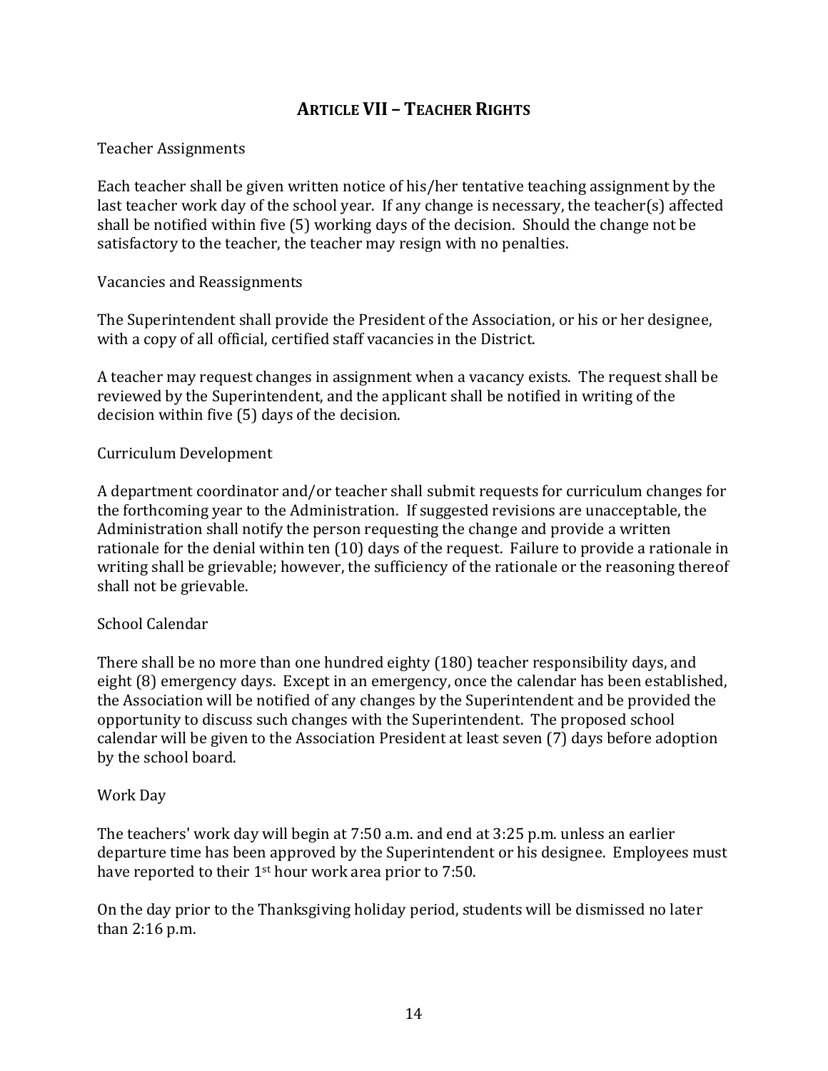## ARTICLE VII – TEACHER RIGHTS

Teacher Assignments

Each teacher shall be given written notice of his/her tentative teaching assignment by the last teacher work day of the school year. If any change is necessary, the teacher(s) affected shall be notified within five (5) working days of the decision. Should the change not be satisfactory to the teacher, the teacher may resign with no penalties.

Vacancies and Reassignments

The Superintendent shall provide the President of the Association, or his or her designee, with a copy of all official, certified staff vacancies in the District.

A teacher may request changes in assignment when a vacancy exists. The request shall be reviewed by the Superintendent, and the applicant shall be notified in writing of the decision within five (5) days of the decision.

Curriculum Development

A department coordinator and/or teacher shall submit requests for curriculum changes for the forthcoming year to the Administration. If suggested revisions are unacceptable, the Administration shall notify the person requesting the change and provide a written rationale for the denial within ten (10) days of the request. Failure to provide a rationale in writing shall be grievable; however, the sufficiency of the rationale or the reasoning thereof shall not be grievable.

School Calendar

There shall be no more than one hundred eighty (180) teacher responsibility days, and eight (8) emergency days. Except in an emergency, once the calendar has been established, the Association will be notified of any changes by the Superintendent and be provided the opportunity to discuss such changes with the Superintendent. The proposed school calendar will be given to the Association President at least seven (7) days before adoption by the school board.

Work Day

The teachers' work day will begin at 7:50 a.m. and end at 3:25 p.m. unless an earlier departure time has been approved by the Superintendent or his designee. Employees must have reported to their 1st hour work area prior to 7:50.

On the day prior to the Thanksgiving holiday period, students will be dismissed no later than 2:16 p.m.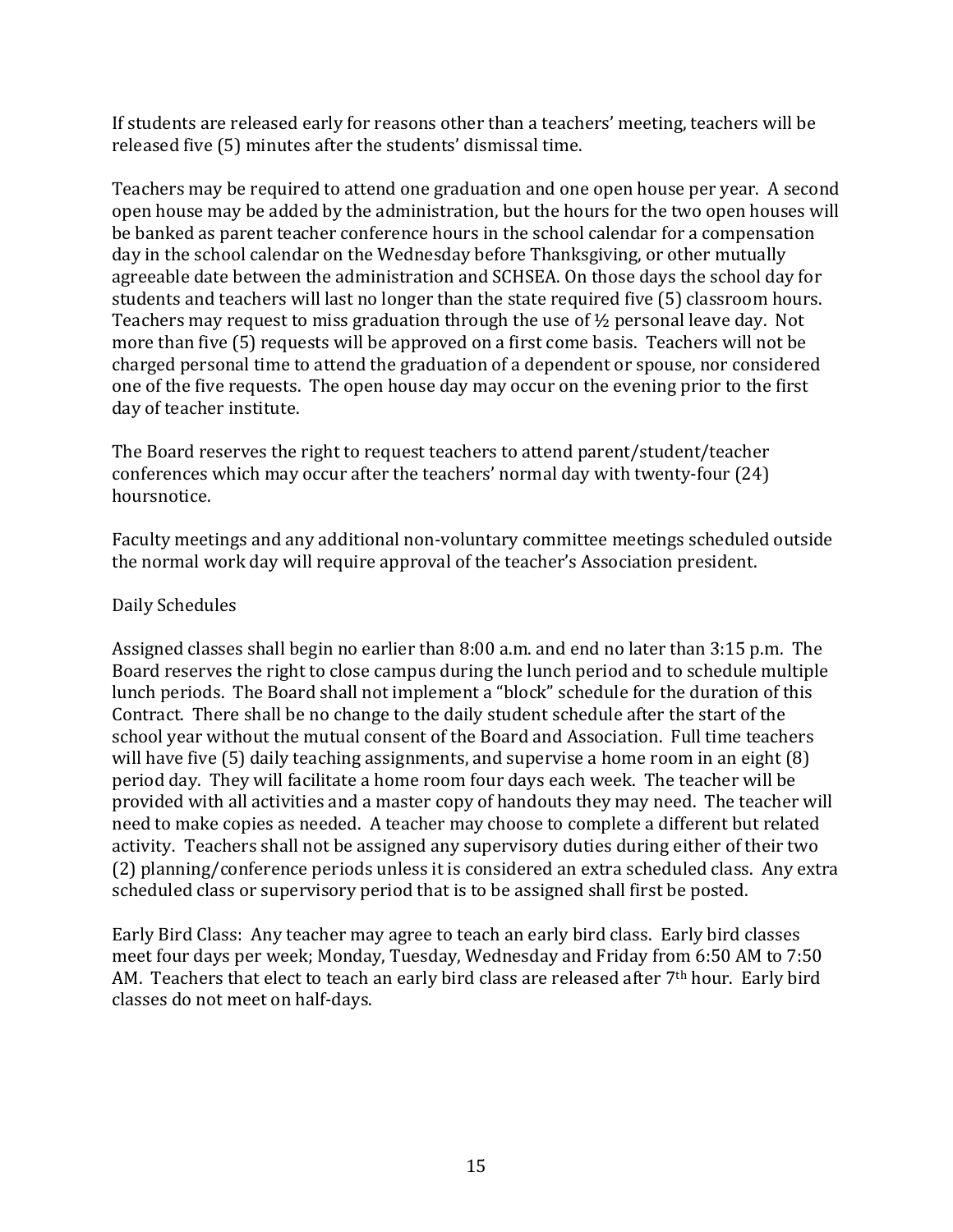If students are released early for reasons other than a teachers' meeting, teachers will be released five (5) minutes after the students' dismissal time.

Teachers may be required to attend one graduation and one open house per year. A second open house may be added by the administration, but the hours for the two open houses will be banked as parent teacher conference hours in the school calendar for a compensation day in the school calendar on the Wednesday before Thanksgiving, or other mutually agreeable date between the administration and SCHSEA. On those days the school day for students and teachers will last no longer than the state required five (5) classroom hours. Teachers may request to miss graduation through the use of ½ personal leave day. Not more than five (5) requests will be approved on a first come basis. Teachers will not be charged personal time to attend the graduation of a dependent or spouse, nor considered one of the five requests. The open house day may occur on the evening prior to the first day of teacher institute.

The Board reserves the right to request teachers to attend parent/student/teacher conferences which may occur after the teachers' normal day with twenty-four (24) hoursnotice.

Faculty meetings and any additional non-voluntary committee meetings scheduled outside the normal work day will require approval of the teacher's Association president.

Daily Schedules

Assigned classes shall begin no earlier than 8:00 a.m. and end no later than 3:15 p.m. The Board reserves the right to close campus during the lunch period and to schedule multiple lunch periods. The Board shall not implement a "block" schedule for the duration of this Contract. There shall be no change to the daily student schedule after the start of the school year without the mutual consent of the Board and Association. Full time teachers will have five (5) daily teaching assignments, and supervise a home room in an eight (8) period day. They will facilitate a home room four days each week. The teacher will be provided with all activities and a master copy of handouts they may need. The teacher will need to make copies as needed. A teacher may choose to complete a different but related activity. Teachers shall not be assigned any supervisory duties during either of their two (2) planning/conference periods unless it is considered an extra scheduled class. Any extra scheduled class or supervisory period that is to be assigned shall first be posted.

Early Bird Class: Any teacher may agree to teach an early bird class. Early bird classes meet four days per week; Monday, Tuesday, Wednesday and Friday from 6:50 AM to 7:50 AM. Teachers that elect to teach an early bird class are released after 7th hour. Early bird classes do not meet on half-days.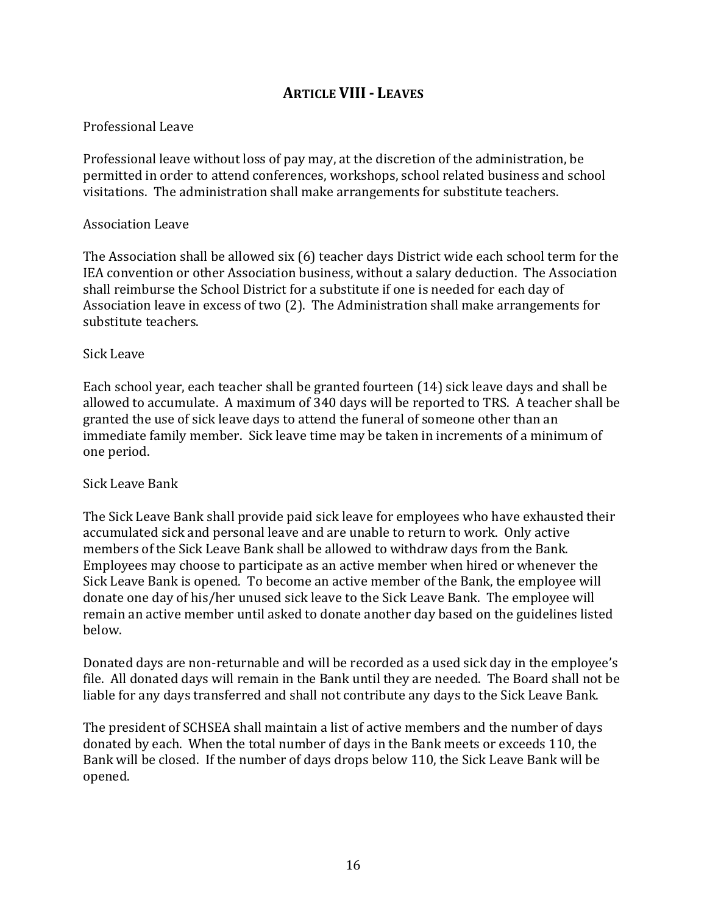## ARTICLE VIII - LEAVES

Professional Leave

Professional leave without loss of pay may, at the discretion of the administration, be permitted in order to attend conferences, workshops, school related business and school visitations. The administration shall make arrangements for substitute teachers.

Association Leave

The Association shall be allowed six (6) teacher days District wide each school term for the IEA convention or other Association business, without a salary deduction. The Association shall reimburse the School District for a substitute if one is needed for each day of Association leave in excess of two (2). The Administration shall make arrangements for substitute teachers.

Sick Leave

Each school year, each teacher shall be granted fourteen (14) sick leave days and shall be allowed to accumulate. A maximum of 340 days will be reported to TRS. A teacher shall be granted the use of sick leave days to attend the funeral of someone other than an immediate family member. Sick leave time may be taken in increments of a minimum of one period.

Sick Leave Bank

The Sick Leave Bank shall provide paid sick leave for employees who have exhausted their accumulated sick and personal leave and are unable to return to work. Only active members of the Sick Leave Bank shall be allowed to withdraw days from the Bank. Employees may choose to participate as an active member when hired or whenever the Sick Leave Bank is opened. To become an active member of the Bank, the employee will donate one day of his/her unused sick leave to the Sick Leave Bank. The employee will remain an active member until asked to donate another day based on the guidelines listed below.

Donated days are non-returnable and will be recorded as a used sick day in the employee's file. All donated days will remain in the Bank until they are needed. The Board shall not be liable for any days transferred and shall not contribute any days to the Sick Leave Bank.

The president of SCHSEA shall maintain a list of active members and the number of days donated by each. When the total number of days in the Bank meets or exceeds 110, the Bank will be closed. If the number of days drops below 110, the Sick Leave Bank will be opened.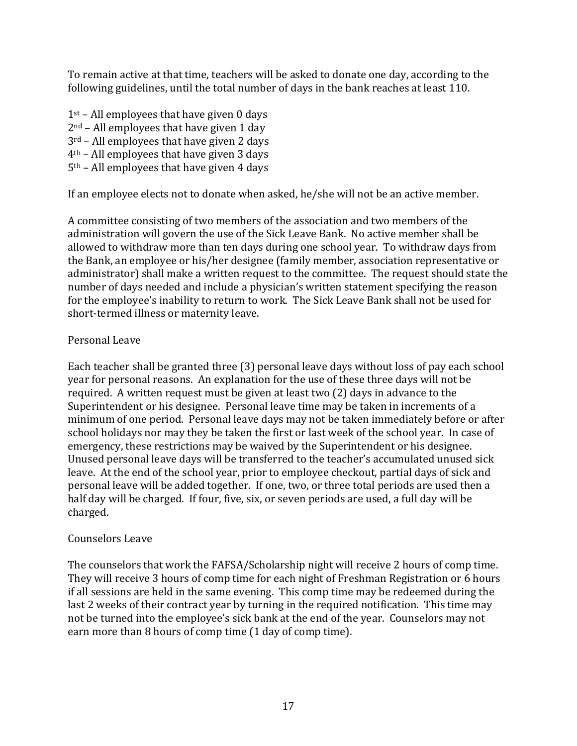To remain active at that time, teachers will be asked to donate one day, according to the following guidelines, until the total number of days in the bank reaches at least 110.

1st – All employees that have given 0 days
2nd – All employees that have given 1 day
3rd – All employees that have given 2 days
4th – All employees that have given 3 days
5th – All employees that have given 4 days

If an employee elects not to donate when asked, he/she will not be an active member.

A committee consisting of two members of the association and two members of the administration will govern the use of the Sick Leave Bank. No active member shall be allowed to withdraw more than ten days during one school year. To withdraw days from the Bank, an employee or his/her designee (family member, association representative or administrator) shall make a written request to the committee. The request should state the number of days needed and include a physician's written statement specifying the reason for the employee's inability to return to work. The Sick Leave Bank shall not be used for short-termed illness or maternity leave.

Personal Leave

Each teacher shall be granted three (3) personal leave days without loss of pay each school year for personal reasons. An explanation for the use of these three days will not be required. A written request must be given at least two (2) days in advance to the Superintendent or his designee. Personal leave time may be taken in increments of a minimum of one period. Personal leave days may not be taken immediately before or after school holidays nor may they be taken the first or last week of the school year. In case of emergency, these restrictions may be waived by the Superintendent or his designee. Unused personal leave days will be transferred to the teacher's accumulated unused sick leave. At the end of the school year, prior to employee checkout, partial days of sick and personal leave will be added together. If one, two, or three total periods are used then a half day will be charged. If four, five, six, or seven periods are used, a full day will be charged.

Counselors Leave

The counselors that work the FAFSA/Scholarship night will receive 2 hours of comp time. They will receive 3 hours of comp time for each night of Freshman Registration or 6 hours if all sessions are held in the same evening. This comp time may be redeemed during the last 2 weeks of their contract year by turning in the required notification. This time may not be turned into the employee's sick bank at the end of the year. Counselors may not earn more than 8 hours of comp time (1 day of comp time).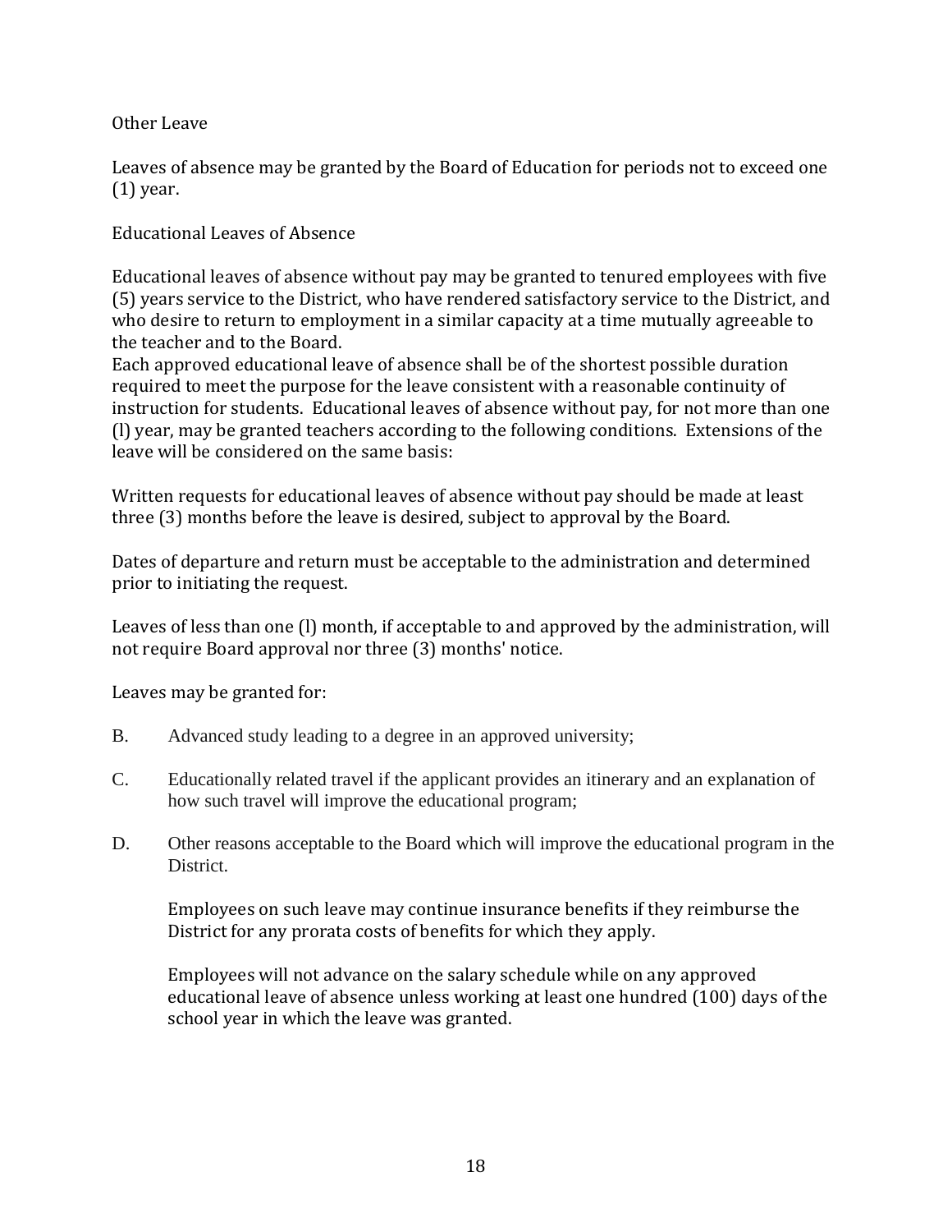Other Leave

Leaves of absence may be granted by the Board of Education for periods not to exceed one (1) year.

Educational Leaves of Absence

Educational leaves of absence without pay may be granted to tenured employees with five (5) years service to the District, who have rendered satisfactory service to the District, and who desire to return to employment in a similar capacity at a time mutually agreeable to the teacher and to the Board.
Each approved educational leave of absence shall be of the shortest possible duration required to meet the purpose for the leave consistent with a reasonable continuity of instruction for students. Educational leaves of absence without pay, for not more than one (l) year, may be granted teachers according to the following conditions. Extensions of the leave will be considered on the same basis:

Written requests for educational leaves of absence without pay should be made at least three (3) months before the leave is desired, subject to approval by the Board.

Dates of departure and return must be acceptable to the administration and determined prior to initiating the request.

Leaves of less than one (l) month, if acceptable to and approved by the administration, will not require Board approval nor three (3) months' notice.

Leaves may be granted for:

B. Advanced study leading to a degree in an approved university;

C. Educationally related travel if the applicant provides an itinerary and an explanation of how such travel will improve the educational program;

D. Other reasons acceptable to the Board which will improve the educational program in the District.

Employees on such leave may continue insurance benefits if they reimburse the District for any prorata costs of benefits for which they apply.

Employees will not advance on the salary schedule while on any approved educational leave of absence unless working at least one hundred (100) days of the school year in which the leave was granted.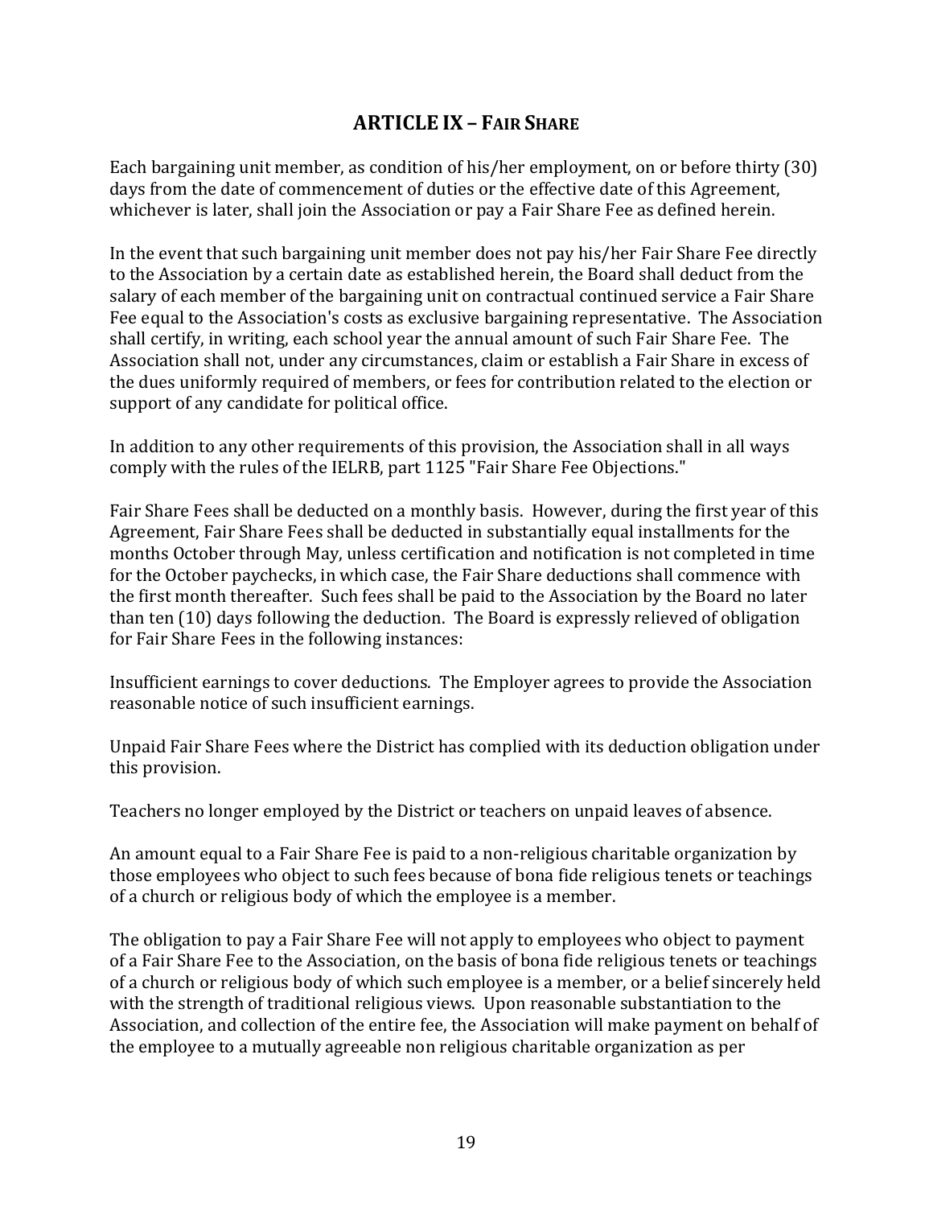## ARTICLE IX – FAIR SHARE

Each bargaining unit member, as condition of his/her employment, on or before thirty (30) days from the date of commencement of duties or the effective date of this Agreement, whichever is later, shall join the Association or pay a Fair Share Fee as defined herein.

In the event that such bargaining unit member does not pay his/her Fair Share Fee directly to the Association by a certain date as established herein, the Board shall deduct from the salary of each member of the bargaining unit on contractual continued service a Fair Share Fee equal to the Association's costs as exclusive bargaining representative. The Association shall certify, in writing, each school year the annual amount of such Fair Share Fee. The Association shall not, under any circumstances, claim or establish a Fair Share in excess of the dues uniformly required of members, or fees for contribution related to the election or support of any candidate for political office.

In addition to any other requirements of this provision, the Association shall in all ways comply with the rules of the IELRB, part 1125 "Fair Share Fee Objections."

Fair Share Fees shall be deducted on a monthly basis. However, during the first year of this Agreement, Fair Share Fees shall be deducted in substantially equal installments for the months October through May, unless certification and notification is not completed in time for the October paychecks, in which case, the Fair Share deductions shall commence with the first month thereafter. Such fees shall be paid to the Association by the Board no later than ten (10) days following the deduction. The Board is expressly relieved of obligation for Fair Share Fees in the following instances:

Insufficient earnings to cover deductions. The Employer agrees to provide the Association reasonable notice of such insufficient earnings.

Unpaid Fair Share Fees where the District has complied with its deduction obligation under this provision.

Teachers no longer employed by the District or teachers on unpaid leaves of absence.

An amount equal to a Fair Share Fee is paid to a non-religious charitable organization by those employees who object to such fees because of bona fide religious tenets or teachings of a church or religious body of which the employee is a member.

The obligation to pay a Fair Share Fee will not apply to employees who object to payment of a Fair Share Fee to the Association, on the basis of bona fide religious tenets or teachings of a church or religious body of which such employee is a member, or a belief sincerely held with the strength of traditional religious views. Upon reasonable substantiation to the Association, and collection of the entire fee, the Association will make payment on behalf of the employee to a mutually agreeable non religious charitable organization as per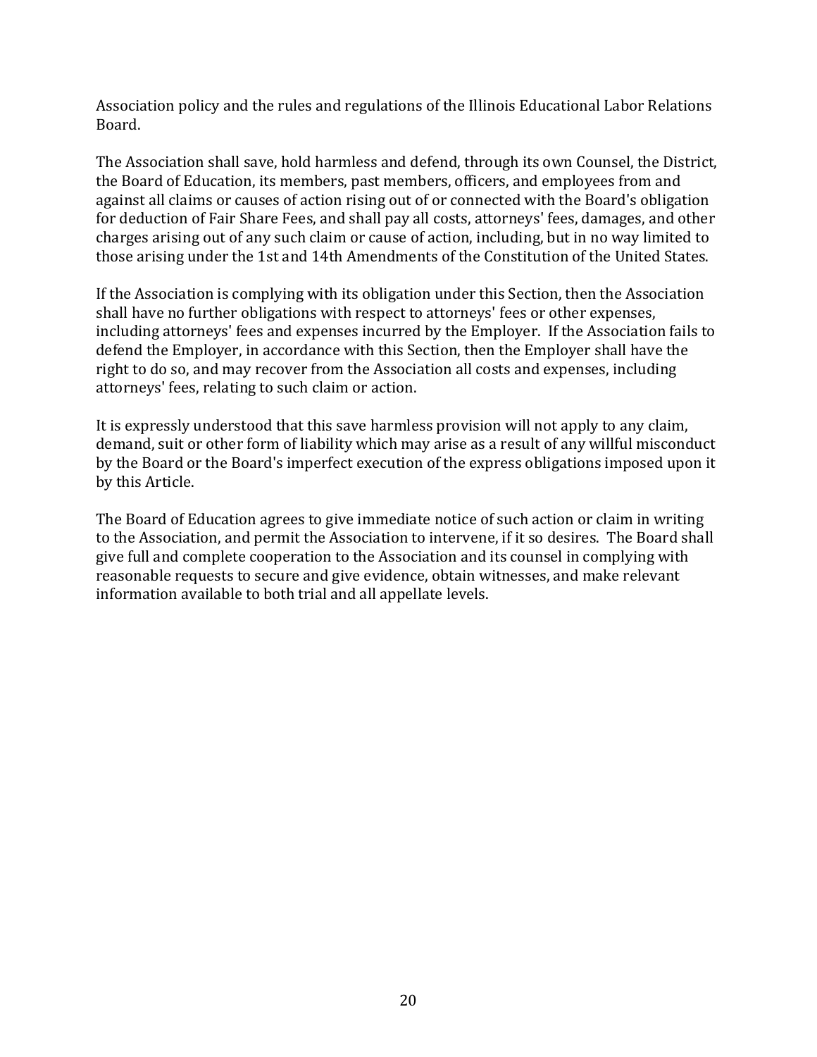Association policy and the rules and regulations of the Illinois Educational Labor Relations Board.

The Association shall save, hold harmless and defend, through its own Counsel, the District, the Board of Education, its members, past members, officers, and employees from and against all claims or causes of action rising out of or connected with the Board's obligation for deduction of Fair Share Fees, and shall pay all costs, attorneys' fees, damages, and other charges arising out of any such claim or cause of action, including, but in no way limited to those arising under the 1st and 14th Amendments of the Constitution of the United States.

If the Association is complying with its obligation under this Section, then the Association shall have no further obligations with respect to attorneys' fees or other expenses, including attorneys' fees and expenses incurred by the Employer. If the Association fails to defend the Employer, in accordance with this Section, then the Employer shall have the right to do so, and may recover from the Association all costs and expenses, including attorneys' fees, relating to such claim or action.

It is expressly understood that this save harmless provision will not apply to any claim, demand, suit or other form of liability which may arise as a result of any willful misconduct by the Board or the Board's imperfect execution of the express obligations imposed upon it by this Article.

The Board of Education agrees to give immediate notice of such action or claim in writing to the Association, and permit the Association to intervene, if it so desires. The Board shall give full and complete cooperation to the Association and its counsel in complying with reasonable requests to secure and give evidence, obtain witnesses, and make relevant information available to both trial and all appellate levels.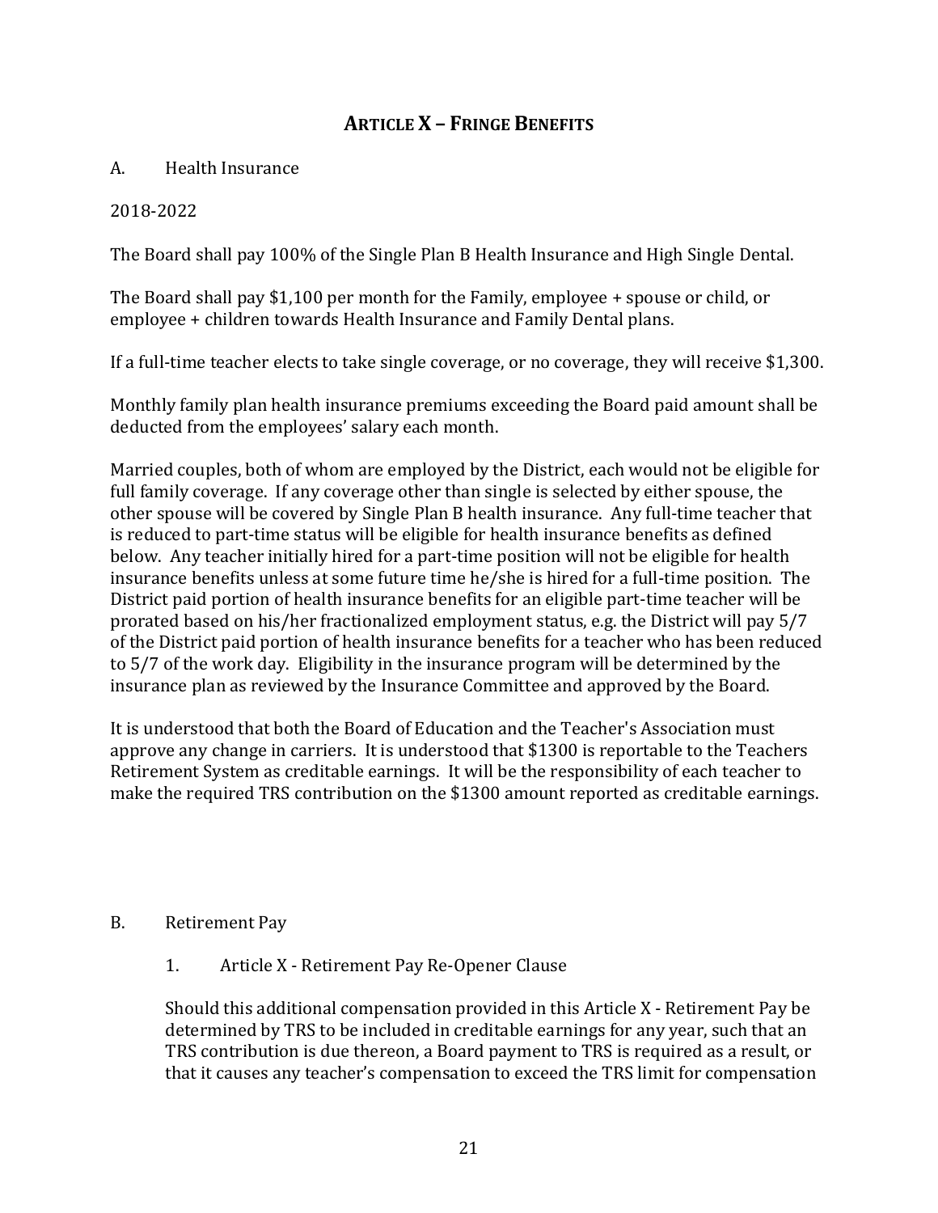# ARTICLE X – FRINGE BENEFITS

A. Health Insurance

2018-2022

The Board shall pay 100% of the Single Plan B Health Insurance and High Single Dental.

The Board shall pay $1,100 per month for the Family, employee + spouse or child, or employee + children towards Health Insurance and Family Dental plans.

If a full-time teacher elects to take single coverage, or no coverage, they will receive $1,300.

Monthly family plan health insurance premiums exceeding the Board paid amount shall be deducted from the employees' salary each month.

Married couples, both of whom are employed by the District, each would not be eligible for full family coverage. If any coverage other than single is selected by either spouse, the other spouse will be covered by Single Plan B health insurance. Any full-time teacher that is reduced to part-time status will be eligible for health insurance benefits as defined below. Any teacher initially hired for a part-time position will not be eligible for health insurance benefits unless at some future time he/she is hired for a full-time position. The District paid portion of health insurance benefits for an eligible part-time teacher will be prorated based on his/her fractionalized employment status, e.g. the District will pay 5/7 of the District paid portion of health insurance benefits for a teacher who has been reduced to 5/7 of the work day. Eligibility in the insurance program will be determined by the insurance plan as reviewed by the Insurance Committee and approved by the Board.

It is understood that both the Board of Education and the Teacher's Association must approve any change in carriers. It is understood that $1300 is reportable to the Teachers Retirement System as creditable earnings. It will be the responsibility of each teacher to make the required TRS contribution on the $1300 amount reported as creditable earnings.

B. Retirement Pay

1. Article X - Retirement Pay Re-Opener Clause

Should this additional compensation provided in this Article X - Retirement Pay be determined by TRS to be included in creditable earnings for any year, such that an TRS contribution is due thereon, a Board payment to TRS is required as a result, or that it causes any teacher's compensation to exceed the TRS limit for compensation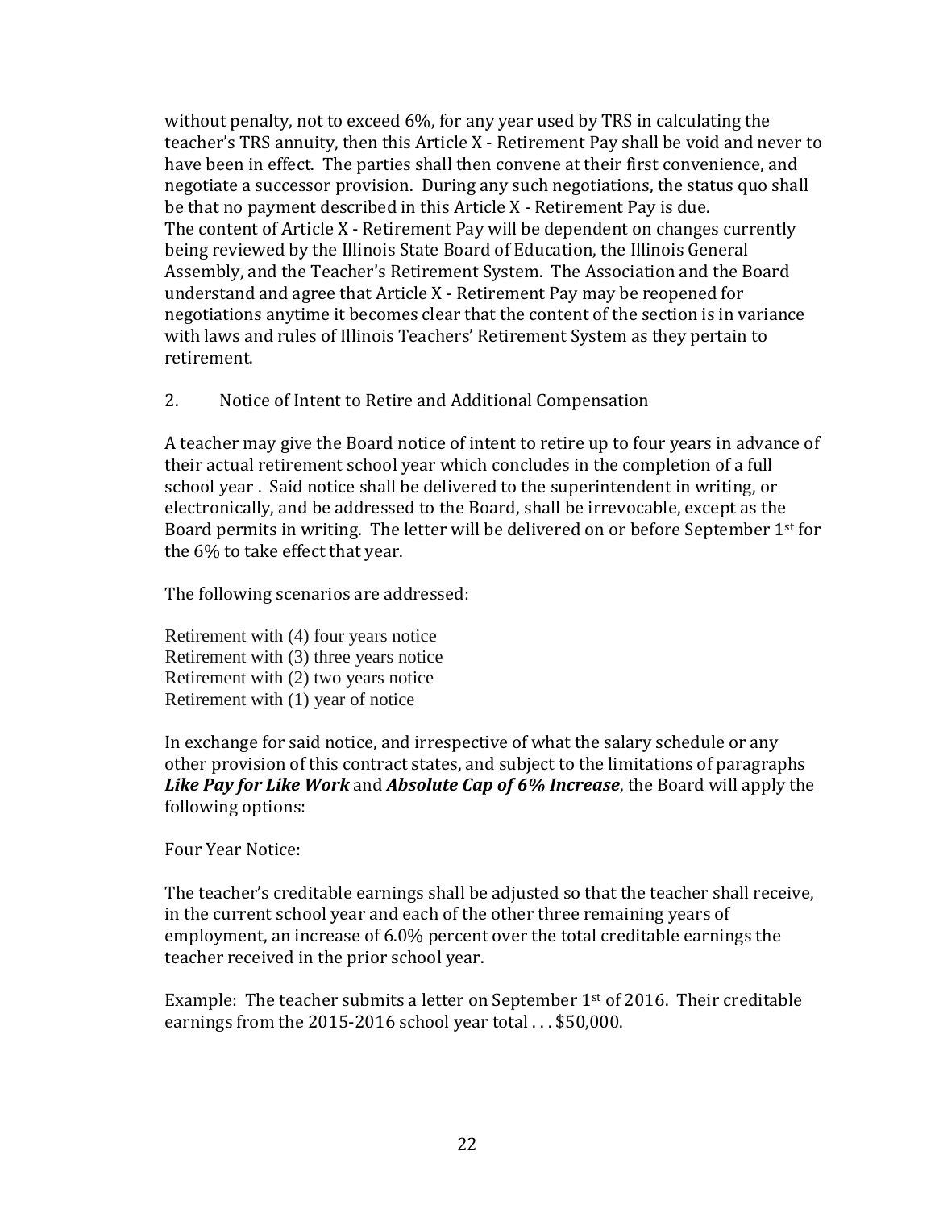without penalty, not to exceed 6%, for any year used by TRS in calculating the teacher's TRS annuity, then this Article X - Retirement Pay shall be void and never to have been in effect. The parties shall then convene at their first convenience, and negotiate a successor provision. During any such negotiations, the status quo shall be that no payment described in this Article X - Retirement Pay is due.
The content of Article X - Retirement Pay will be dependent on changes currently being reviewed by the Illinois State Board of Education, the Illinois General Assembly, and the Teacher's Retirement System. The Association and the Board understand and agree that Article X - Retirement Pay may be reopened for negotiations anytime it becomes clear that the content of the section is in variance with laws and rules of Illinois Teachers' Retirement System as they pertain to retirement.

2. Notice of Intent to Retire and Additional Compensation

A teacher may give the Board notice of intent to retire up to four years in advance of their actual retirement school year which concludes in the completion of a full school year . Said notice shall be delivered to the superintendent in writing, or electronically, and be addressed to the Board, shall be irrevocable, except as the Board permits in writing. The letter will be delivered on or before September 1st for the 6% to take effect that year.

The following scenarios are addressed:

Retirement with (4) four years notice
Retirement with (3) three years notice
Retirement with (2) two years notice
Retirement with (1) year of notice

In exchange for said notice, and irrespective of what the salary schedule or any other provision of this contract states, and subject to the limitations of paragraphs ***Like Pay for Like Work*** and ***Absolute Cap of 6% Increase***, the Board will apply the following options:

Four Year Notice:

The teacher's creditable earnings shall be adjusted so that the teacher shall receive, in the current school year and each of the other three remaining years of employment, an increase of 6.0% percent over the total creditable earnings the teacher received in the prior school year.

Example: The teacher submits a letter on September 1st of 2016. Their creditable earnings from the 2015-2016 school year total . . . $50,000.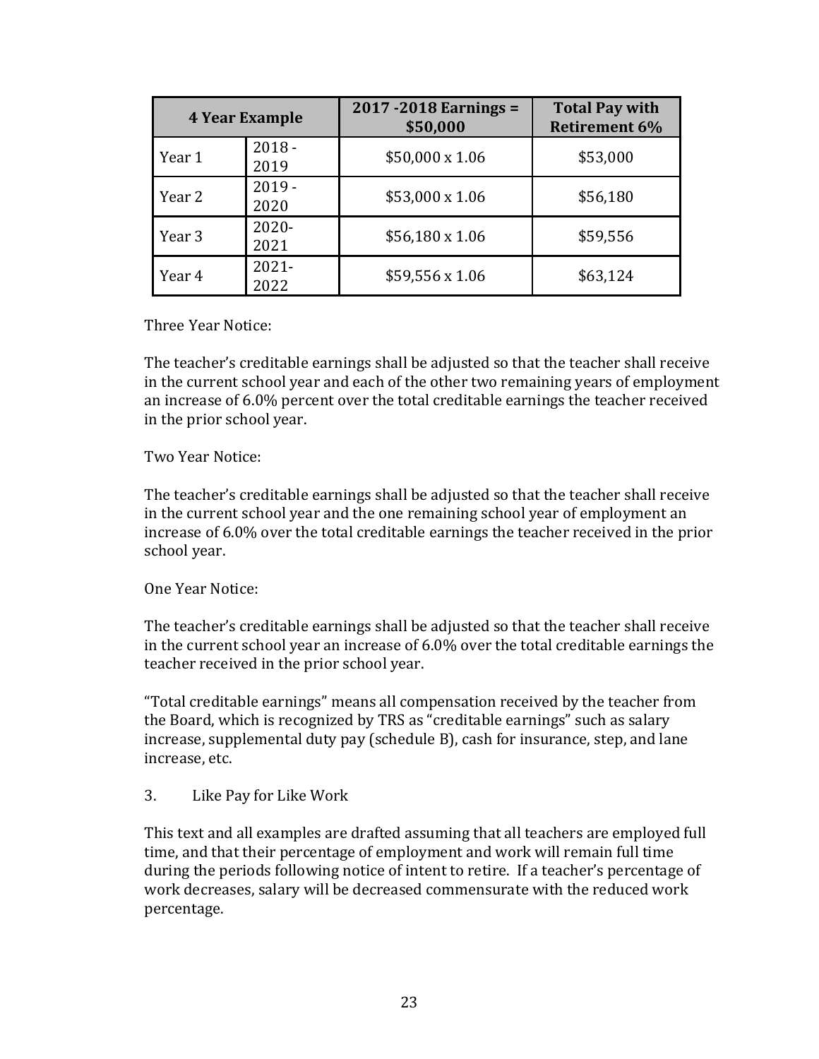| 4 Year Example | | 2017 -2018 Earnings = $50,000 | Total Pay with Retirement 6% |
|---|---|---|---|
| Year 1 | 2018 - 2019 | $50,000 x 1.06 | $53,000 |
| Year 2 | 2019 - 2020 | $53,000 x 1.06 | $56,180 |
| Year 3 | 2020- 2021 | $56,180 x 1.06 | $59,556 |
| Year 4 | 2021- 2022 | $59,556 x 1.06 | $63,124 |

Three Year Notice:

The teacher's creditable earnings shall be adjusted so that the teacher shall receive in the current school year and each of the other two remaining years of employment an increase of 6.0% percent over the total creditable earnings the teacher received in the prior school year.

Two Year Notice:

The teacher's creditable earnings shall be adjusted so that the teacher shall receive in the current school year and the one remaining school year of employment an increase of 6.0% over the total creditable earnings the teacher received in the prior school year.

One Year Notice:

The teacher's creditable earnings shall be adjusted so that the teacher shall receive in the current school year an increase of 6.0% over the total creditable earnings the teacher received in the prior school year.

"Total creditable earnings" means all compensation received by the teacher from the Board, which is recognized by TRS as "creditable earnings" such as salary increase, supplemental duty pay (schedule B), cash for insurance, step, and lane increase, etc.

3. Like Pay for Like Work

This text and all examples are drafted assuming that all teachers are employed full time, and that their percentage of employment and work will remain full time during the periods following notice of intent to retire. If a teacher's percentage of work decreases, salary will be decreased commensurate with the reduced work percentage.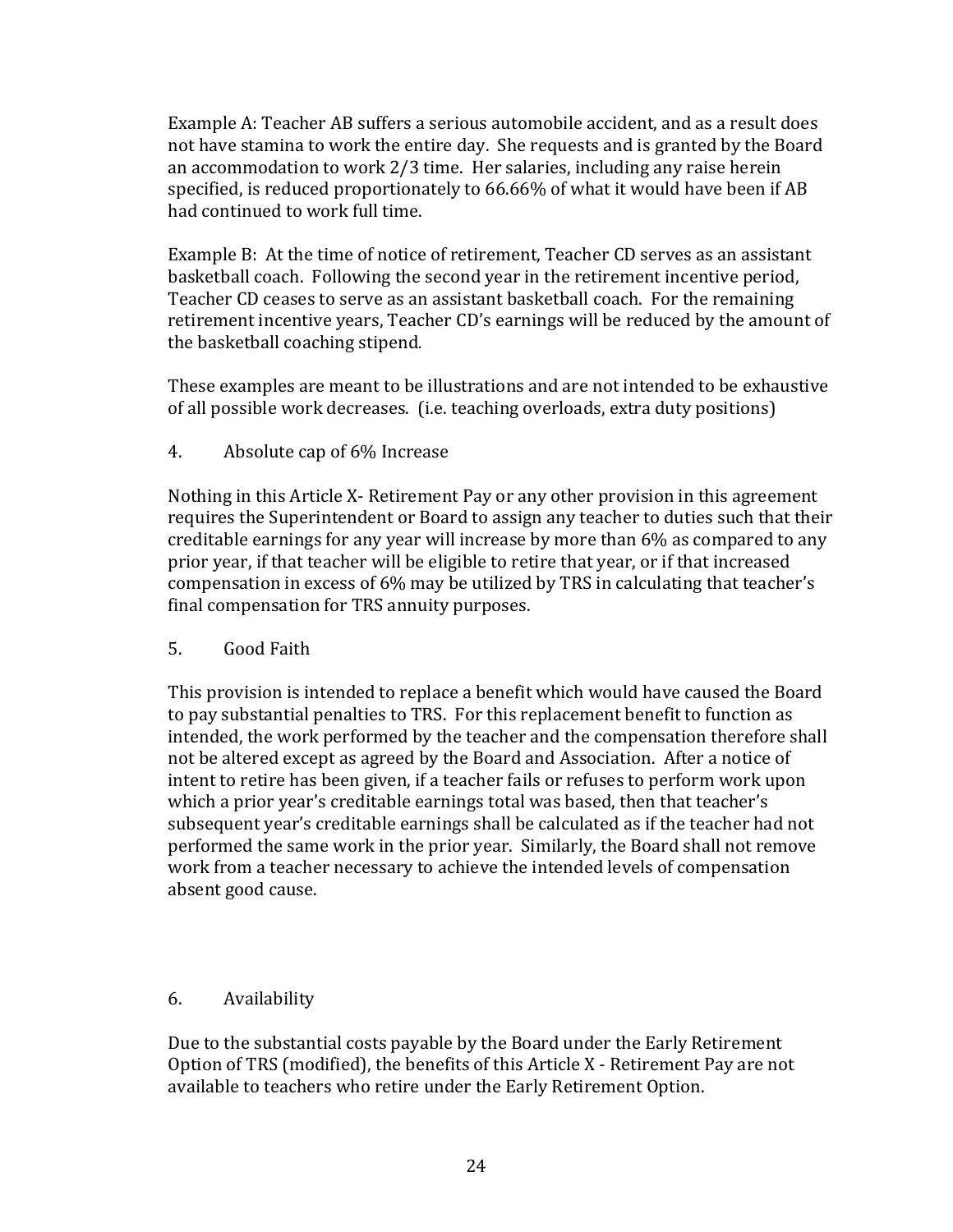Example A: Teacher AB suffers a serious automobile accident, and as a result does not have stamina to work the entire day. She requests and is granted by the Board an accommodation to work 2/3 time. Her salaries, including any raise herein specified, is reduced proportionately to 66.66% of what it would have been if AB had continued to work full time.

Example B: At the time of notice of retirement, Teacher CD serves as an assistant basketball coach. Following the second year in the retirement incentive period, Teacher CD ceases to serve as an assistant basketball coach. For the remaining retirement incentive years, Teacher CD's earnings will be reduced by the amount of the basketball coaching stipend.

These examples are meant to be illustrations and are not intended to be exhaustive of all possible work decreases. (i.e. teaching overloads, extra duty positions)

4. Absolute cap of 6% Increase

Nothing in this Article X- Retirement Pay or any other provision in this agreement requires the Superintendent or Board to assign any teacher to duties such that their creditable earnings for any year will increase by more than 6% as compared to any prior year, if that teacher will be eligible to retire that year, or if that increased compensation in excess of 6% may be utilized by TRS in calculating that teacher's final compensation for TRS annuity purposes.

5. Good Faith

This provision is intended to replace a benefit which would have caused the Board to pay substantial penalties to TRS. For this replacement benefit to function as intended, the work performed by the teacher and the compensation therefore shall not be altered except as agreed by the Board and Association. After a notice of intent to retire has been given, if a teacher fails or refuses to perform work upon which a prior year's creditable earnings total was based, then that teacher's subsequent year's creditable earnings shall be calculated as if the teacher had not performed the same work in the prior year. Similarly, the Board shall not remove work from a teacher necessary to achieve the intended levels of compensation absent good cause.

6. Availability

Due to the substantial costs payable by the Board under the Early Retirement Option of TRS (modified), the benefits of this Article X - Retirement Pay are not available to teachers who retire under the Early Retirement Option.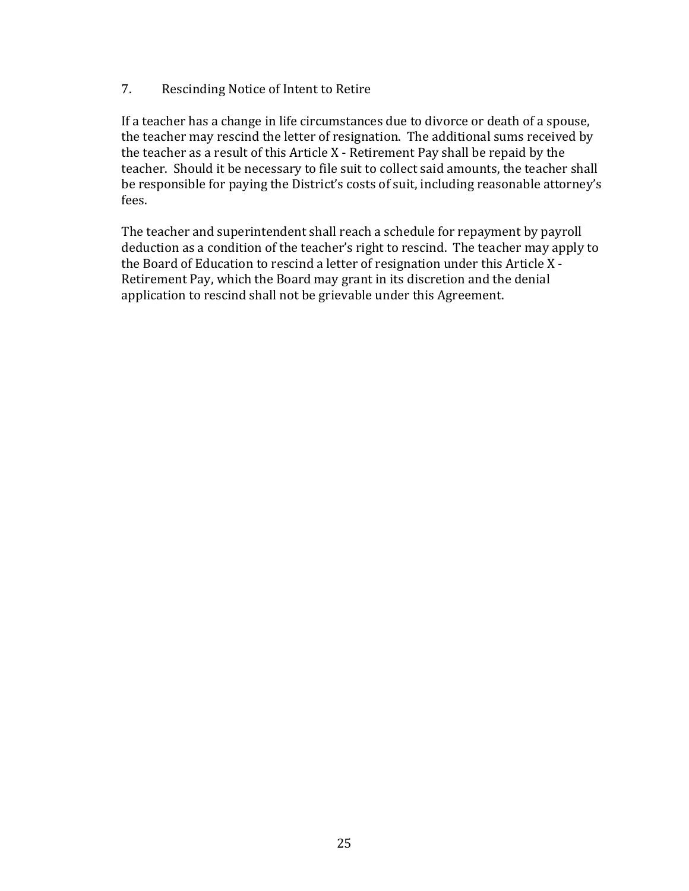### 7. Rescinding Notice of Intent to Retire

If a teacher has a change in life circumstances due to divorce or death of a spouse, the teacher may rescind the letter of resignation. The additional sums received by the teacher as a result of this Article X - Retirement Pay shall be repaid by the teacher. Should it be necessary to file suit to collect said amounts, the teacher shall be responsible for paying the District's costs of suit, including reasonable attorney's fees.

The teacher and superintendent shall reach a schedule for repayment by payroll deduction as a condition of the teacher's right to rescind. The teacher may apply to the Board of Education to rescind a letter of resignation under this Article X - Retirement Pay, which the Board may grant in its discretion and the denial application to rescind shall not be grievable under this Agreement.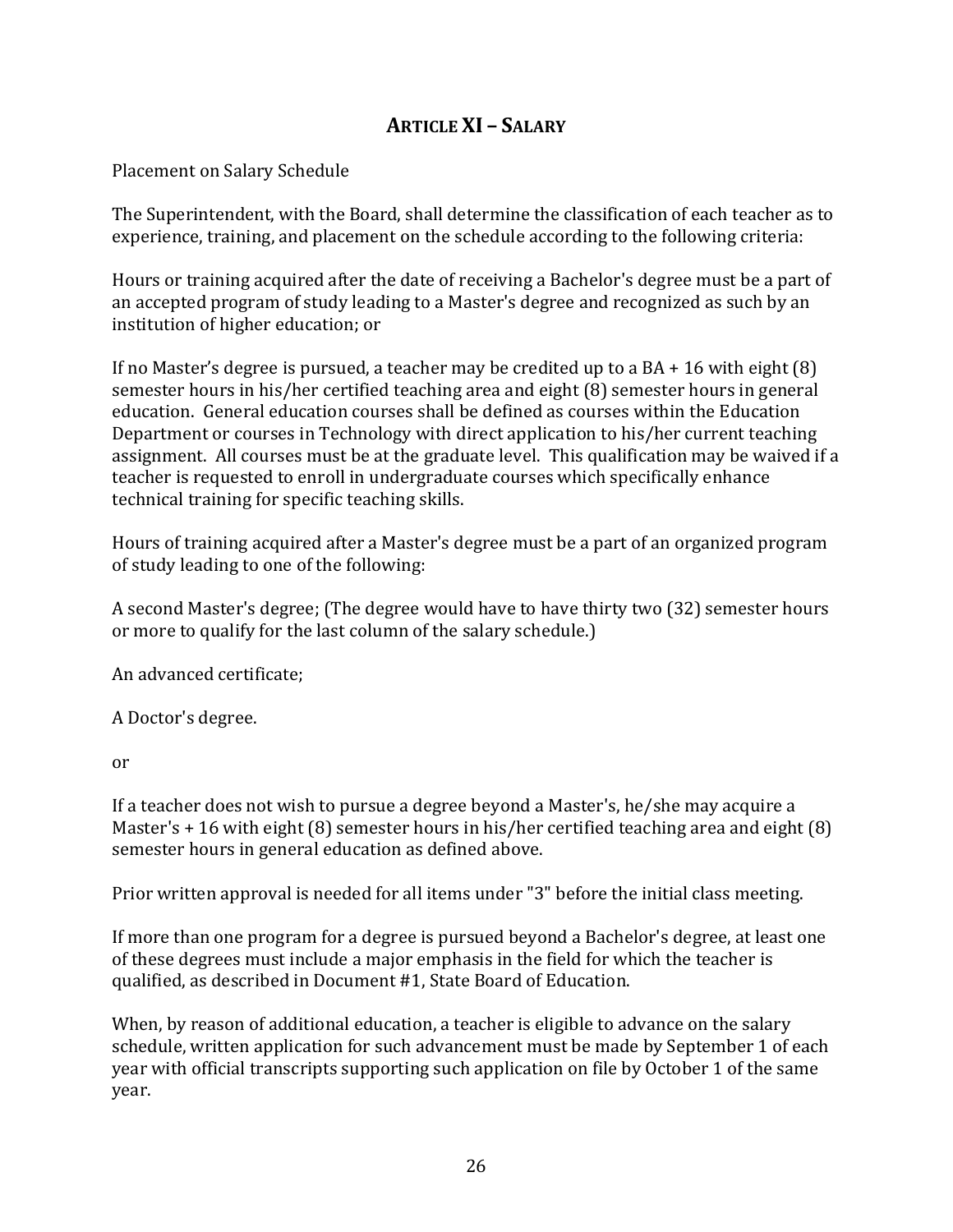## ARTICLE XI – SALARY

Placement on Salary Schedule

The Superintendent, with the Board, shall determine the classification of each teacher as to experience, training, and placement on the schedule according to the following criteria:

Hours or training acquired after the date of receiving a Bachelor's degree must be a part of an accepted program of study leading to a Master's degree and recognized as such by an institution of higher education; or

If no Master's degree is pursued, a teacher may be credited up to a BA + 16 with eight (8) semester hours in his/her certified teaching area and eight (8) semester hours in general education. General education courses shall be defined as courses within the Education Department or courses in Technology with direct application to his/her current teaching assignment. All courses must be at the graduate level. This qualification may be waived if a teacher is requested to enroll in undergraduate courses which specifically enhance technical training for specific teaching skills.

Hours of training acquired after a Master's degree must be a part of an organized program of study leading to one of the following:

A second Master's degree; (The degree would have to have thirty two (32) semester hours or more to qualify for the last column of the salary schedule.)

An advanced certificate;

A Doctor's degree.

or

If a teacher does not wish to pursue a degree beyond a Master's, he/she may acquire a Master's + 16 with eight (8) semester hours in his/her certified teaching area and eight (8) semester hours in general education as defined above.

Prior written approval is needed for all items under "3" before the initial class meeting.

If more than one program for a degree is pursued beyond a Bachelor's degree, at least one of these degrees must include a major emphasis in the field for which the teacher is qualified, as described in Document #1, State Board of Education.

When, by reason of additional education, a teacher is eligible to advance on the salary schedule, written application for such advancement must be made by September 1 of each year with official transcripts supporting such application on file by October 1 of the same year.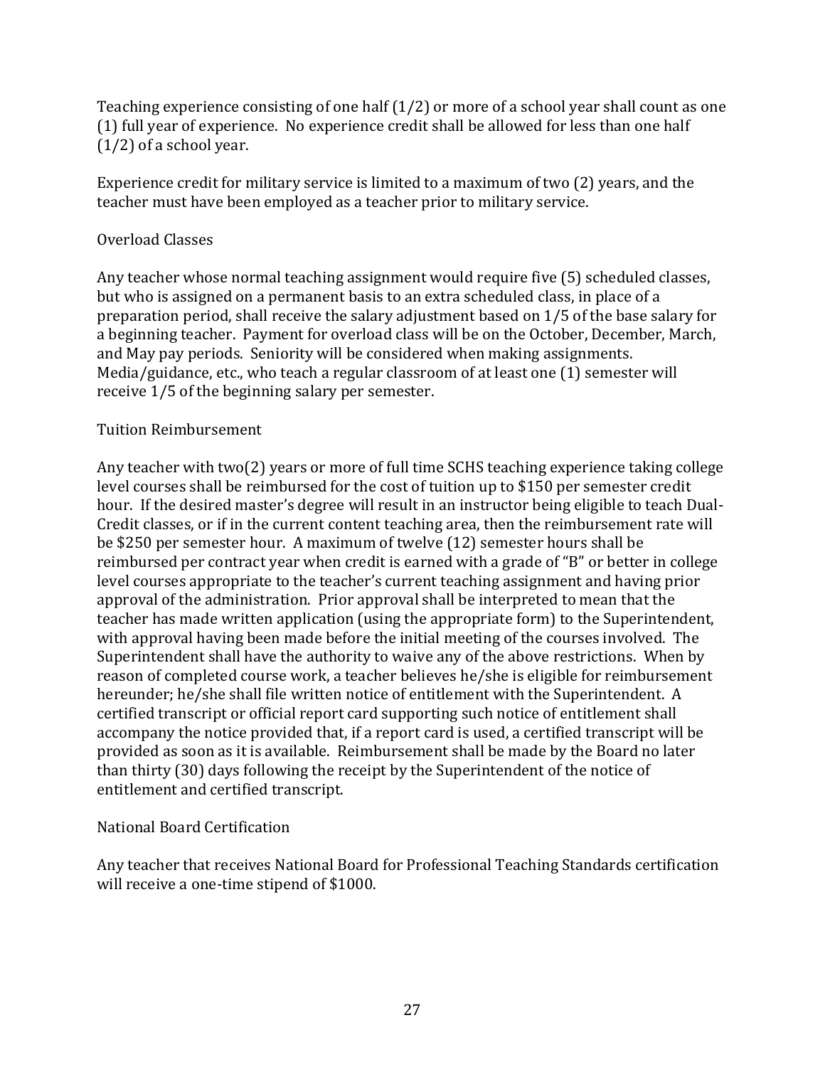Teaching experience consisting of one half (1/2) or more of a school year shall count as one (1) full year of experience. No experience credit shall be allowed for less than one half (1/2) of a school year.

Experience credit for military service is limited to a maximum of two (2) years, and the teacher must have been employed as a teacher prior to military service.

### Overload Classes

Any teacher whose normal teaching assignment would require five (5) scheduled classes, but who is assigned on a permanent basis to an extra scheduled class, in place of a preparation period, shall receive the salary adjustment based on 1/5 of the base salary for a beginning teacher. Payment for overload class will be on the October, December, March, and May pay periods. Seniority will be considered when making assignments. Media/guidance, etc., who teach a regular classroom of at least one (1) semester will receive 1/5 of the beginning salary per semester.

### Tuition Reimbursement

Any teacher with two(2) years or more of full time SCHS teaching experience taking college level courses shall be reimbursed for the cost of tuition up to $150 per semester credit hour. If the desired master's degree will result in an instructor being eligible to teach Dual-Credit classes, or if in the current content teaching area, then the reimbursement rate will be $250 per semester hour. A maximum of twelve (12) semester hours shall be reimbursed per contract year when credit is earned with a grade of "B" or better in college level courses appropriate to the teacher's current teaching assignment and having prior approval of the administration. Prior approval shall be interpreted to mean that the teacher has made written application (using the appropriate form) to the Superintendent, with approval having been made before the initial meeting of the courses involved. The Superintendent shall have the authority to waive any of the above restrictions. When by reason of completed course work, a teacher believes he/she is eligible for reimbursement hereunder; he/she shall file written notice of entitlement with the Superintendent. A certified transcript or official report card supporting such notice of entitlement shall accompany the notice provided that, if a report card is used, a certified transcript will be provided as soon as it is available. Reimbursement shall be made by the Board no later than thirty (30) days following the receipt by the Superintendent of the notice of entitlement and certified transcript.

### National Board Certification

Any teacher that receives National Board for Professional Teaching Standards certification will receive a one-time stipend of $1000.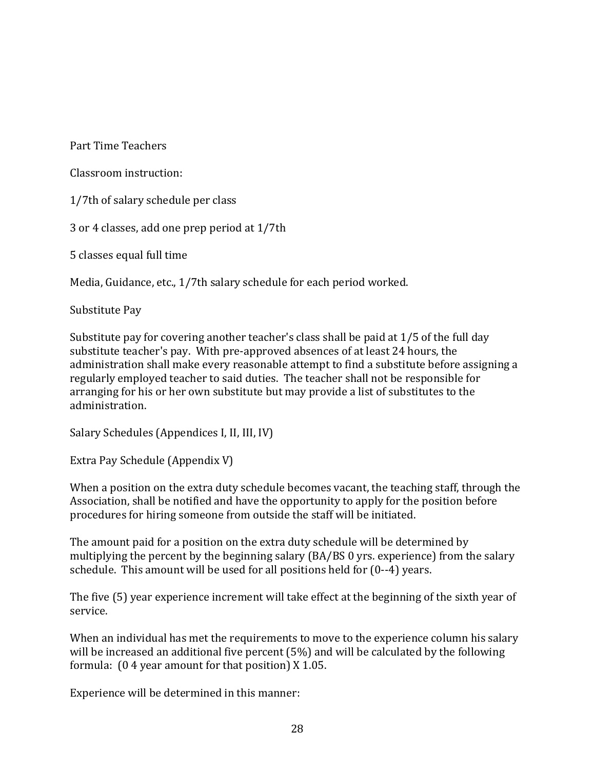Part Time Teachers

Classroom instruction:

1/7th of salary schedule per class

3 or 4 classes, add one prep period at 1/7th

5 classes equal full time

Media, Guidance, etc., 1/7th salary schedule for each period worked.

Substitute Pay

Substitute pay for covering another teacher's class shall be paid at 1/5 of the full day substitute teacher's pay. With pre-approved absences of at least 24 hours, the administration shall make every reasonable attempt to find a substitute before assigning a regularly employed teacher to said duties. The teacher shall not be responsible for arranging for his or her own substitute but may provide a list of substitutes to the administration.

Salary Schedules (Appendices I, II, III, IV)

Extra Pay Schedule (Appendix V)

When a position on the extra duty schedule becomes vacant, the teaching staff, through the Association, shall be notified and have the opportunity to apply for the position before procedures for hiring someone from outside the staff will be initiated.

The amount paid for a position on the extra duty schedule will be determined by multiplying the percent by the beginning salary (BA/BS 0 yrs. experience) from the salary schedule. This amount will be used for all positions held for (0--4) years.

The five (5) year experience increment will take effect at the beginning of the sixth year of service.

When an individual has met the requirements to move to the experience column his salary will be increased an additional five percent (5%) and will be calculated by the following formula: (0 4 year amount for that position) X 1.05.

Experience will be determined in this manner: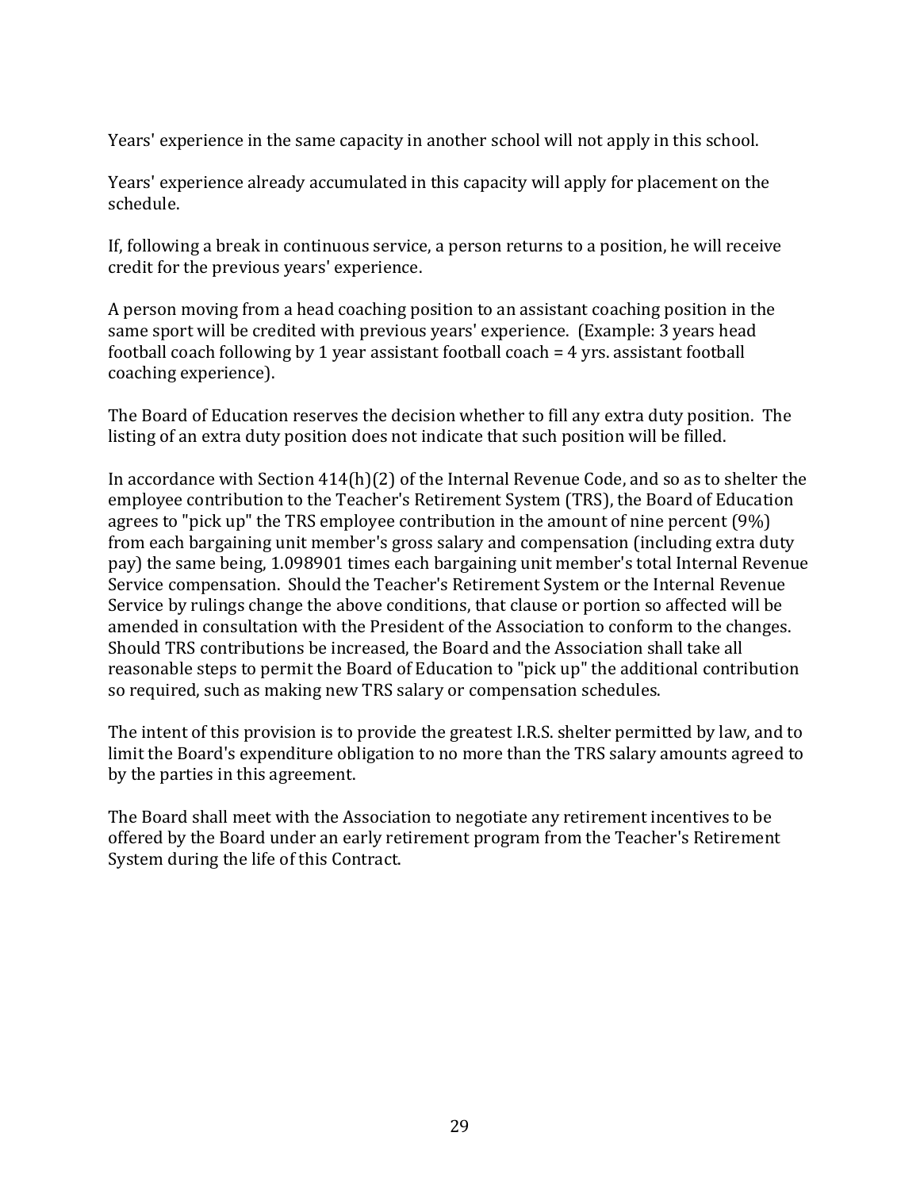Years' experience in the same capacity in another school will not apply in this school.

Years' experience already accumulated in this capacity will apply for placement on the schedule.

If, following a break in continuous service, a person returns to a position, he will receive credit for the previous years' experience.

A person moving from a head coaching position to an assistant coaching position in the same sport will be credited with previous years' experience. (Example: 3 years head football coach following by 1 year assistant football coach = 4 yrs. assistant football coaching experience).

The Board of Education reserves the decision whether to fill any extra duty position. The listing of an extra duty position does not indicate that such position will be filled.

In accordance with Section 414(h)(2) of the Internal Revenue Code, and so as to shelter the employee contribution to the Teacher's Retirement System (TRS), the Board of Education agrees to "pick up" the TRS employee contribution in the amount of nine percent (9%) from each bargaining unit member's gross salary and compensation (including extra duty pay) the same being, 1.098901 times each bargaining unit member's total Internal Revenue Service compensation. Should the Teacher's Retirement System or the Internal Revenue Service by rulings change the above conditions, that clause or portion so affected will be amended in consultation with the President of the Association to conform to the changes. Should TRS contributions be increased, the Board and the Association shall take all reasonable steps to permit the Board of Education to "pick up" the additional contribution so required, such as making new TRS salary or compensation schedules.

The intent of this provision is to provide the greatest I.R.S. shelter permitted by law, and to limit the Board's expenditure obligation to no more than the TRS salary amounts agreed to by the parties in this agreement.

The Board shall meet with the Association to negotiate any retirement incentives to be offered by the Board under an early retirement program from the Teacher's Retirement System during the life of this Contract.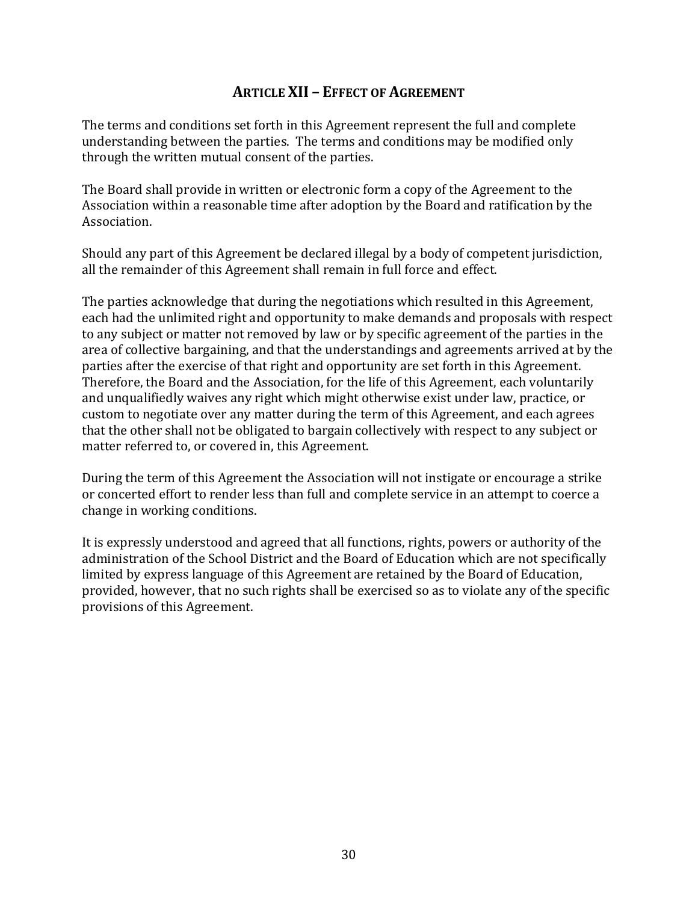## ARTICLE XII – EFFECT OF AGREEMENT

The terms and conditions set forth in this Agreement represent the full and complete understanding between the parties. The terms and conditions may be modified only through the written mutual consent of the parties.

The Board shall provide in written or electronic form a copy of the Agreement to the Association within a reasonable time after adoption by the Board and ratification by the Association.

Should any part of this Agreement be declared illegal by a body of competent jurisdiction, all the remainder of this Agreement shall remain in full force and effect.

The parties acknowledge that during the negotiations which resulted in this Agreement, each had the unlimited right and opportunity to make demands and proposals with respect to any subject or matter not removed by law or by specific agreement of the parties in the area of collective bargaining, and that the understandings and agreements arrived at by the parties after the exercise of that right and opportunity are set forth in this Agreement. Therefore, the Board and the Association, for the life of this Agreement, each voluntarily and unqualifiedly waives any right which might otherwise exist under law, practice, or custom to negotiate over any matter during the term of this Agreement, and each agrees that the other shall not be obligated to bargain collectively with respect to any subject or matter referred to, or covered in, this Agreement.

During the term of this Agreement the Association will not instigate or encourage a strike or concerted effort to render less than full and complete service in an attempt to coerce a change in working conditions.

It is expressly understood and agreed that all functions, rights, powers or authority of the administration of the School District and the Board of Education which are not specifically limited by express language of this Agreement are retained by the Board of Education, provided, however, that no such rights shall be exercised so as to violate any of the specific provisions of this Agreement.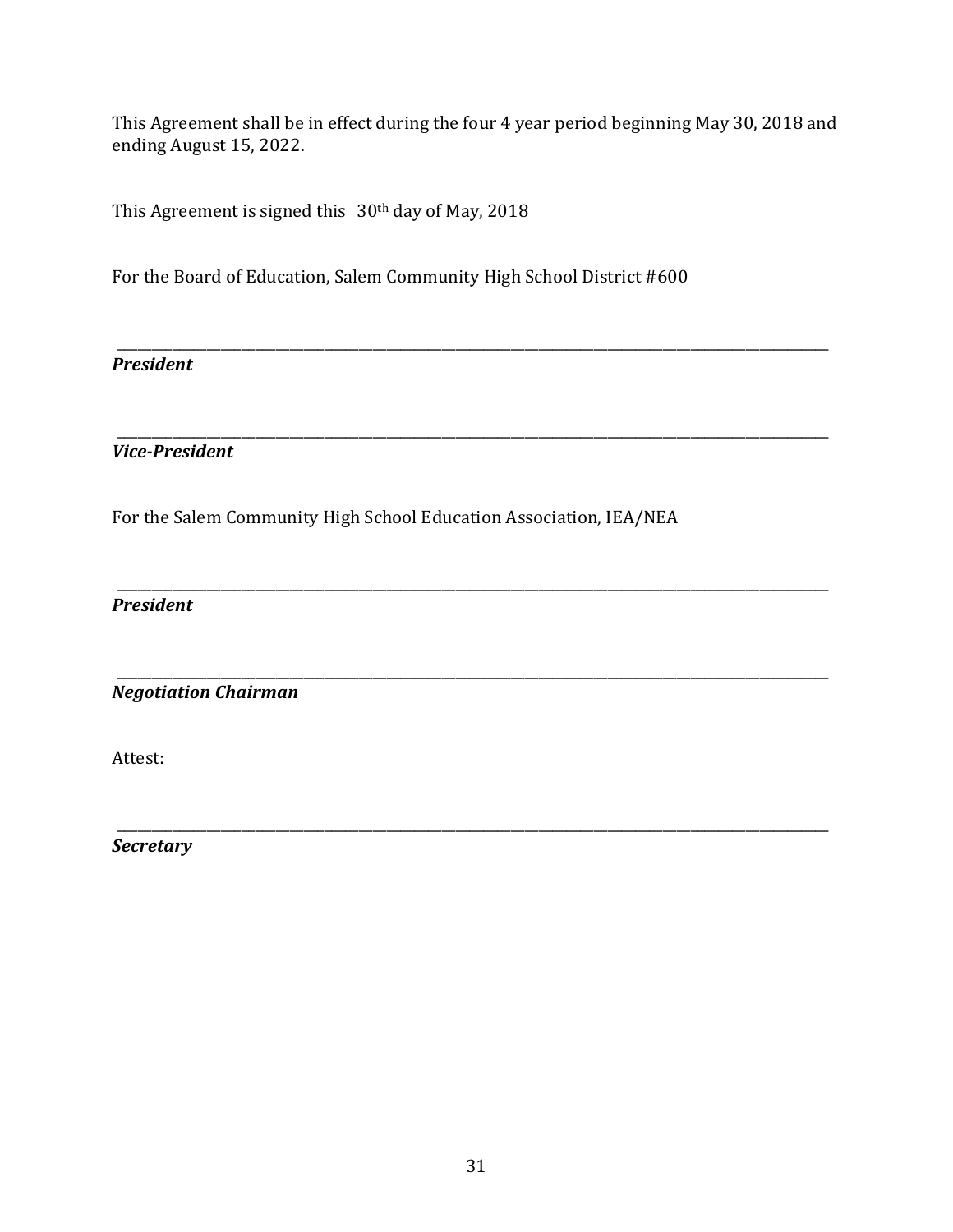This Agreement shall be in effect during the four 4 year period beginning May 30, 2018 and ending August 15, 2022.

This Agreement is signed this 30th day of May, 2018

For the Board of Education, Salem Community High School District #600

______________________________________________________________________________

***President***

______________________________________________________________________________

***Vice-President***

For the Salem Community High School Education Association, IEA/NEA

______________________________________________________________________________

***President***

______________________________________________________________________________

***Negotiation Chairman***

Attest:

______________________________________________________________________________

***Secretary***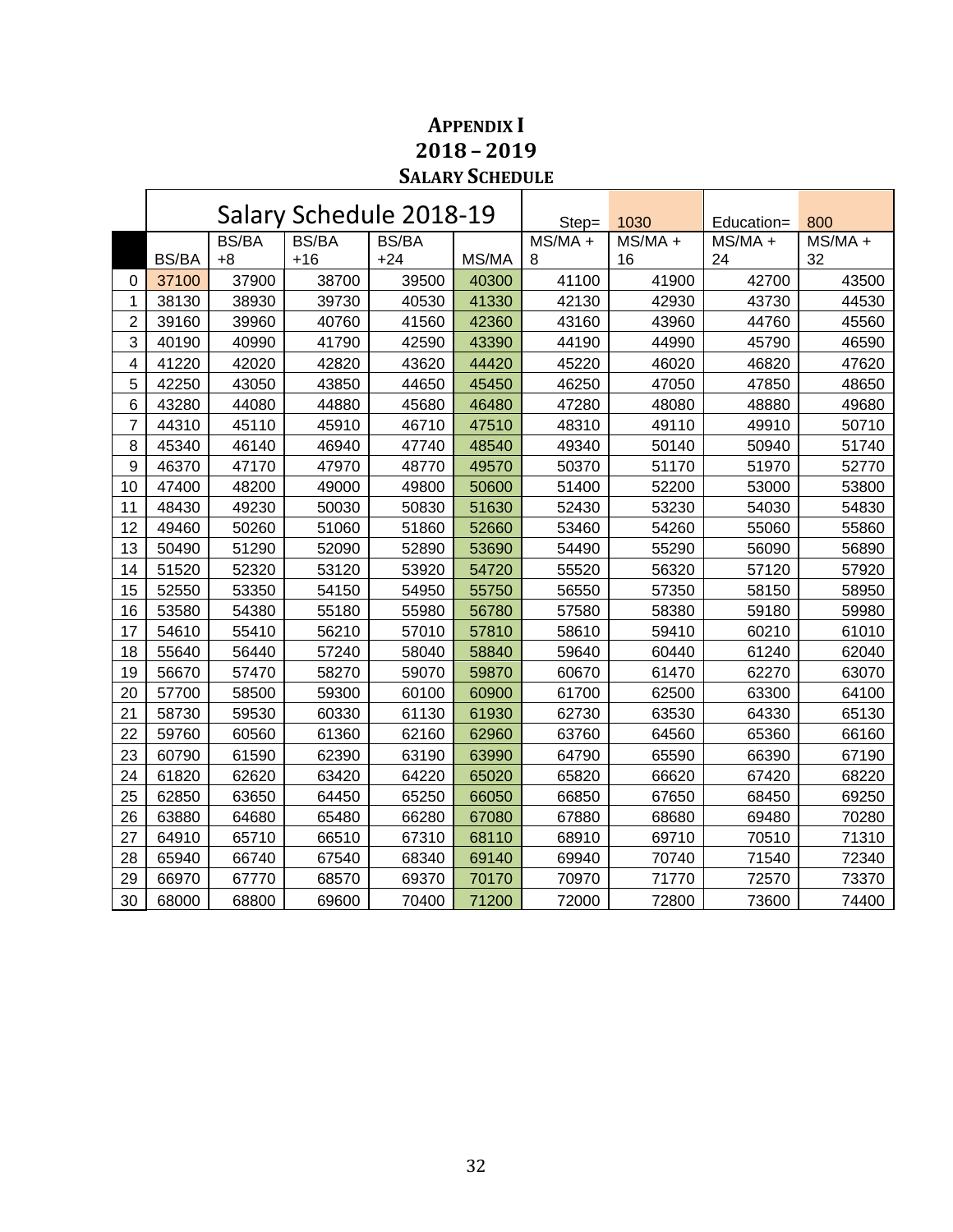# APPENDIX I

## 2018 – 2019

### SALARY SCHEDULE

| | Salary Schedule 2018-19 | | | | | Step= | 1030 | Education= | 800 |
|---|---|---|---|---|---|---|---|---|---|
| | BS/BA | BS/BA +8 | BS/BA +16 | BS/BA +24 | MS/MA | MS/MA + 8 | MS/MA + 16 | MS/MA + 24 | MS/MA + 32 |
| 0 | 37100 | 37900 | 38700 | 39500 | 40300 | 41100 | 41900 | 42700 | 43500 |
| 1 | 38130 | 38930 | 39730 | 40530 | 41330 | 42130 | 42930 | 43730 | 44530 |
| 2 | 39160 | 39960 | 40760 | 41560 | 42360 | 43160 | 43960 | 44760 | 45560 |
| 3 | 40190 | 40990 | 41790 | 42590 | 43390 | 44190 | 44990 | 45790 | 46590 |
| 4 | 41220 | 42020 | 42820 | 43620 | 44420 | 45220 | 46020 | 46820 | 47620 |
| 5 | 42250 | 43050 | 43850 | 44650 | 45450 | 46250 | 47050 | 47850 | 48650 |
| 6 | 43280 | 44080 | 44880 | 45680 | 46480 | 47280 | 48080 | 48880 | 49680 |
| 7 | 44310 | 45110 | 45910 | 46710 | 47510 | 48310 | 49110 | 49910 | 50710 |
| 8 | 45340 | 46140 | 46940 | 47740 | 48540 | 49340 | 50140 | 50940 | 51740 |
| 9 | 46370 | 47170 | 47970 | 48770 | 49570 | 50370 | 51170 | 51970 | 52770 |
| 10 | 47400 | 48200 | 49000 | 49800 | 50600 | 51400 | 52200 | 53000 | 53800 |
| 11 | 48430 | 49230 | 50030 | 50830 | 51630 | 52430 | 53230 | 54030 | 54830 |
| 12 | 49460 | 50260 | 51060 | 51860 | 52660 | 53460 | 54260 | 55060 | 55860 |
| 13 | 50490 | 51290 | 52090 | 52890 | 53690 | 54490 | 55290 | 56090 | 56890 |
| 14 | 51520 | 52320 | 53120 | 53920 | 54720 | 55520 | 56320 | 57120 | 57920 |
| 15 | 52550 | 53350 | 54150 | 54950 | 55750 | 56550 | 57350 | 58150 | 58950 |
| 16 | 53580 | 54380 | 55180 | 55980 | 56780 | 57580 | 58380 | 59180 | 59980 |
| 17 | 54610 | 55410 | 56210 | 57010 | 57810 | 58610 | 59410 | 60210 | 61010 |
| 18 | 55640 | 56440 | 57240 | 58040 | 58840 | 59640 | 60440 | 61240 | 62040 |
| 19 | 56670 | 57470 | 58270 | 59070 | 59870 | 60670 | 61470 | 62270 | 63070 |
| 20 | 57700 | 58500 | 59300 | 60100 | 60900 | 61700 | 62500 | 63300 | 64100 |
| 21 | 58730 | 59530 | 60330 | 61130 | 61930 | 62730 | 63530 | 64330 | 65130 |
| 22 | 59760 | 60560 | 61360 | 62160 | 62960 | 63760 | 64560 | 65360 | 66160 |
| 23 | 60790 | 61590 | 62390 | 63190 | 63990 | 64790 | 65590 | 66390 | 67190 |
| 24 | 61820 | 62620 | 63420 | 64220 | 65020 | 65820 | 66620 | 67420 | 68220 |
| 25 | 62850 | 63650 | 64450 | 65250 | 66050 | 66850 | 67650 | 68450 | 69250 |
| 26 | 63880 | 64680 | 65480 | 66280 | 67080 | 67880 | 68680 | 69480 | 70280 |
| 27 | 64910 | 65710 | 66510 | 67310 | 68110 | 68910 | 69710 | 70510 | 71310 |
| 28 | 65940 | 66740 | 67540 | 68340 | 69140 | 69940 | 70740 | 71540 | 72340 |
| 29 | 66970 | 67770 | 68570 | 69370 | 70170 | 70970 | 71770 | 72570 | 73370 |
| 30 | 68000 | 68800 | 69600 | 70400 | 71200 | 72000 | 72800 | 73600 | 74400 |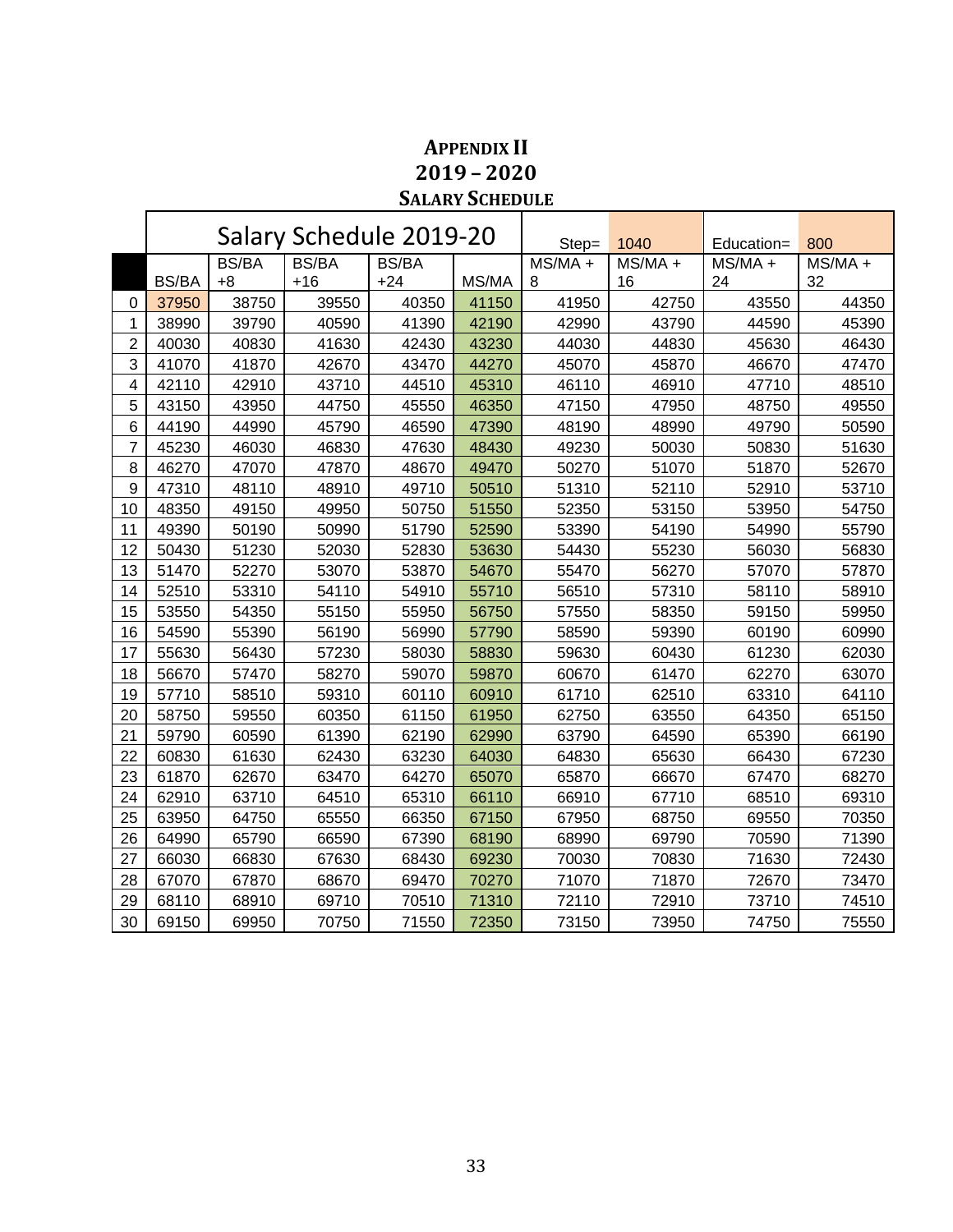# APPENDIX II
## 2019 – 2020
### SALARY SCHEDULE

| | Salary Schedule 2019-20 | | | | | Step= | 1040 | Education= | 800 |
|---|---|---|---|---|---|---|---|---|---|
| | BS/BA | BS/BA +8 | BS/BA +16 | BS/BA +24 | MS/MA | MS/MA + 8 | MS/MA + 16 | MS/MA + 24 | MS/MA + 32 |
| 0 | 37950 | 38750 | 39550 | 40350 | 41150 | 41950 | 42750 | 43550 | 44350 |
| 1 | 38990 | 39790 | 40590 | 41390 | 42190 | 42990 | 43790 | 44590 | 45390 |
| 2 | 40030 | 40830 | 41630 | 42430 | 43230 | 44030 | 44830 | 45630 | 46430 |
| 3 | 41070 | 41870 | 42670 | 43470 | 44270 | 45070 | 45870 | 46670 | 47470 |
| 4 | 42110 | 42910 | 43710 | 44510 | 45310 | 46110 | 46910 | 47710 | 48510 |
| 5 | 43150 | 43950 | 44750 | 45550 | 46350 | 47150 | 47950 | 48750 | 49550 |
| 6 | 44190 | 44990 | 45790 | 46590 | 47390 | 48190 | 48990 | 49790 | 50590 |
| 7 | 45230 | 46030 | 46830 | 47630 | 48430 | 49230 | 50030 | 50830 | 51630 |
| 8 | 46270 | 47070 | 47870 | 48670 | 49470 | 50270 | 51070 | 51870 | 52670 |
| 9 | 47310 | 48110 | 48910 | 49710 | 50510 | 51310 | 52110 | 52910 | 53710 |
| 10 | 48350 | 49150 | 49950 | 50750 | 51550 | 52350 | 53150 | 53950 | 54750 |
| 11 | 49390 | 50190 | 50990 | 51790 | 52590 | 53390 | 54190 | 54990 | 55790 |
| 12 | 50430 | 51230 | 52030 | 52830 | 53630 | 54430 | 55230 | 56030 | 56830 |
| 13 | 51470 | 52270 | 53070 | 53870 | 54670 | 55470 | 56270 | 57070 | 57870 |
| 14 | 52510 | 53310 | 54110 | 54910 | 55710 | 56510 | 57310 | 58110 | 58910 |
| 15 | 53550 | 54350 | 55150 | 55950 | 56750 | 57550 | 58350 | 59150 | 59950 |
| 16 | 54590 | 55390 | 56190 | 56990 | 57790 | 58590 | 59390 | 60190 | 60990 |
| 17 | 55630 | 56430 | 57230 | 58030 | 58830 | 59630 | 60430 | 61230 | 62030 |
| 18 | 56670 | 57470 | 58270 | 59070 | 59870 | 60670 | 61470 | 62270 | 63070 |
| 19 | 57710 | 58510 | 59310 | 60110 | 60910 | 61710 | 62510 | 63310 | 64110 |
| 20 | 58750 | 59550 | 60350 | 61150 | 61950 | 62750 | 63550 | 64350 | 65150 |
| 21 | 59790 | 60590 | 61390 | 62190 | 62990 | 63790 | 64590 | 65390 | 66190 |
| 22 | 60830 | 61630 | 62430 | 63230 | 64030 | 64830 | 65630 | 66430 | 67230 |
| 23 | 61870 | 62670 | 63470 | 64270 | 65070 | 65870 | 66670 | 67470 | 68270 |
| 24 | 62910 | 63710 | 64510 | 65310 | 66110 | 66910 | 67710 | 68510 | 69310 |
| 25 | 63950 | 64750 | 65550 | 66350 | 67150 | 67950 | 68750 | 69550 | 70350 |
| 26 | 64990 | 65790 | 66590 | 67390 | 68190 | 68990 | 69790 | 70590 | 71390 |
| 27 | 66030 | 66830 | 67630 | 68430 | 69230 | 70030 | 70830 | 71630 | 72430 |
| 28 | 67070 | 67870 | 68670 | 69470 | 70270 | 71070 | 71870 | 72670 | 73470 |
| 29 | 68110 | 68910 | 69710 | 70510 | 71310 | 72110 | 72910 | 73710 | 74510 |
| 30 | 69150 | 69950 | 70750 | 71550 | 72350 | 73150 | 73950 | 74750 | 75550 |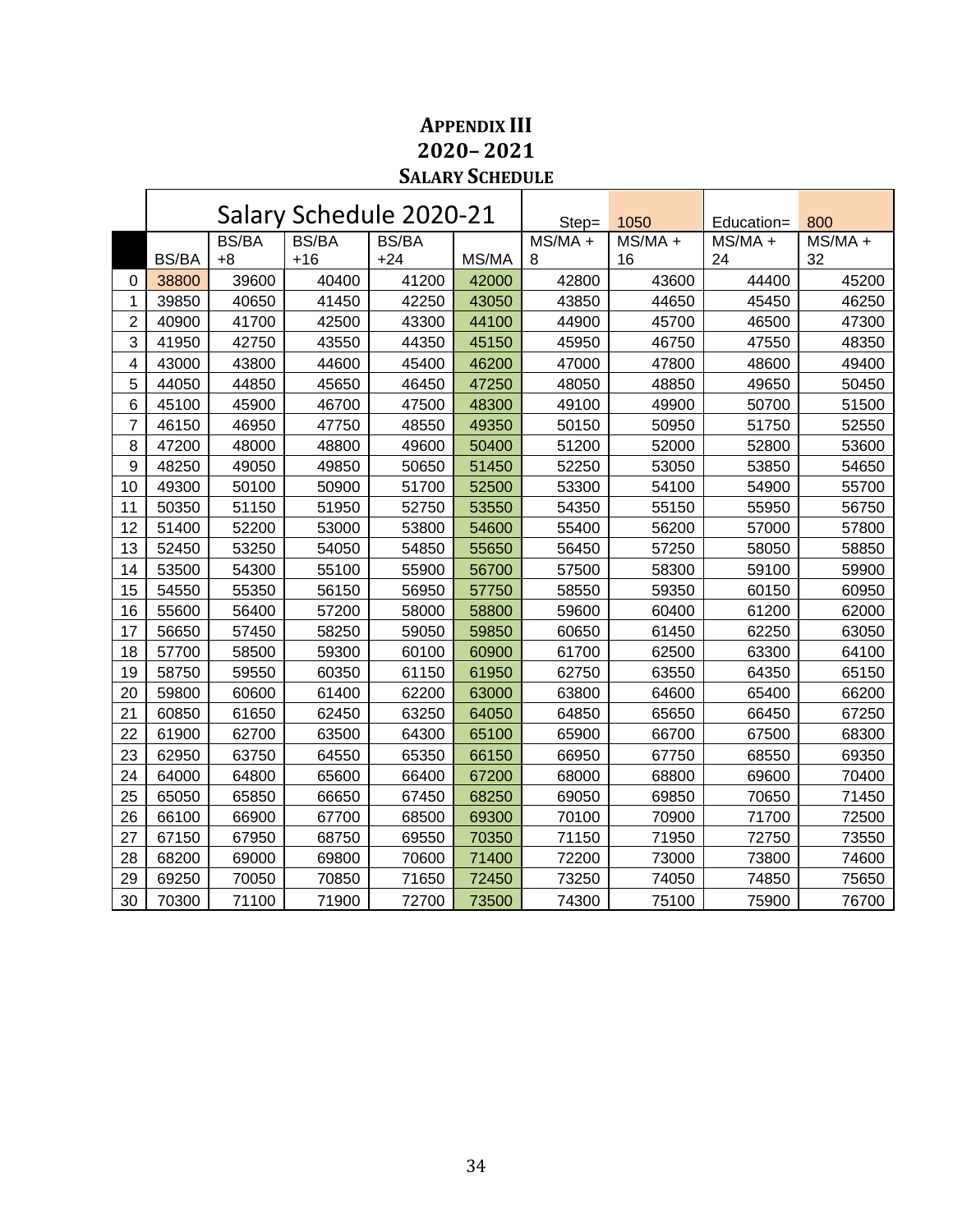# APPENDIX III
## 2020– 2021
### SALARY SCHEDULE

| | Salary Schedule 2020-21 | | | | | Step= | 1050 | Education= | 800 |
|---|---|---|---|---|---|---|---|---|---|
| | BS/BA | BS/BA +8 | BS/BA +16 | BS/BA +24 | MS/MA | MS/MA + 8 | MS/MA + 16 | MS/MA + 24 | MS/MA + 32 |
| 0 | 38800 | 39600 | 40400 | 41200 | 42000 | 42800 | 43600 | 44400 | 45200 |
| 1 | 39850 | 40650 | 41450 | 42250 | 43050 | 43850 | 44650 | 45450 | 46250 |
| 2 | 40900 | 41700 | 42500 | 43300 | 44100 | 44900 | 45700 | 46500 | 47300 |
| 3 | 41950 | 42750 | 43550 | 44350 | 45150 | 45950 | 46750 | 47550 | 48350 |
| 4 | 43000 | 43800 | 44600 | 45400 | 46200 | 47000 | 47800 | 48600 | 49400 |
| 5 | 44050 | 44850 | 45650 | 46450 | 47250 | 48050 | 48850 | 49650 | 50450 |
| 6 | 45100 | 45900 | 46700 | 47500 | 48300 | 49100 | 49900 | 50700 | 51500 |
| 7 | 46150 | 46950 | 47750 | 48550 | 49350 | 50150 | 50950 | 51750 | 52550 |
| 8 | 47200 | 48000 | 48800 | 49600 | 50400 | 51200 | 52000 | 52800 | 53600 |
| 9 | 48250 | 49050 | 49850 | 50650 | 51450 | 52250 | 53050 | 53850 | 54650 |
| 10 | 49300 | 50100 | 50900 | 51700 | 52500 | 53300 | 54100 | 54900 | 55700 |
| 11 | 50350 | 51150 | 51950 | 52750 | 53550 | 54350 | 55150 | 55950 | 56750 |
| 12 | 51400 | 52200 | 53000 | 53800 | 54600 | 55400 | 56200 | 57000 | 57800 |
| 13 | 52450 | 53250 | 54050 | 54850 | 55650 | 56450 | 57250 | 58050 | 58850 |
| 14 | 53500 | 54300 | 55100 | 55900 | 56700 | 57500 | 58300 | 59100 | 59900 |
| 15 | 54550 | 55350 | 56150 | 56950 | 57750 | 58550 | 59350 | 60150 | 60950 |
| 16 | 55600 | 56400 | 57200 | 58000 | 58800 | 59600 | 60400 | 61200 | 62000 |
| 17 | 56650 | 57450 | 58250 | 59050 | 59850 | 60650 | 61450 | 62250 | 63050 |
| 18 | 57700 | 58500 | 59300 | 60100 | 60900 | 61700 | 62500 | 63300 | 64100 |
| 19 | 58750 | 59550 | 60350 | 61150 | 61950 | 62750 | 63550 | 64350 | 65150 |
| 20 | 59800 | 60600 | 61400 | 62200 | 63000 | 63800 | 64600 | 65400 | 66200 |
| 21 | 60850 | 61650 | 62450 | 63250 | 64050 | 64850 | 65650 | 66450 | 67250 |
| 22 | 61900 | 62700 | 63500 | 64300 | 65100 | 65900 | 66700 | 67500 | 68300 |
| 23 | 62950 | 63750 | 64550 | 65350 | 66150 | 66950 | 67750 | 68550 | 69350 |
| 24 | 64000 | 64800 | 65600 | 66400 | 67200 | 68000 | 68800 | 69600 | 70400 |
| 25 | 65050 | 65850 | 66650 | 67450 | 68250 | 69050 | 69850 | 70650 | 71450 |
| 26 | 66100 | 66900 | 67700 | 68500 | 69300 | 70100 | 70900 | 71700 | 72500 |
| 27 | 67150 | 67950 | 68750 | 69550 | 70350 | 71150 | 71950 | 72750 | 73550 |
| 28 | 68200 | 69000 | 69800 | 70600 | 71400 | 72200 | 73000 | 73800 | 74600 |
| 29 | 69250 | 70050 | 70850 | 71650 | 72450 | 73250 | 74050 | 74850 | 75650 |
| 30 | 70300 | 71100 | 71900 | 72700 | 73500 | 74300 | 75100 | 75900 | 76700 |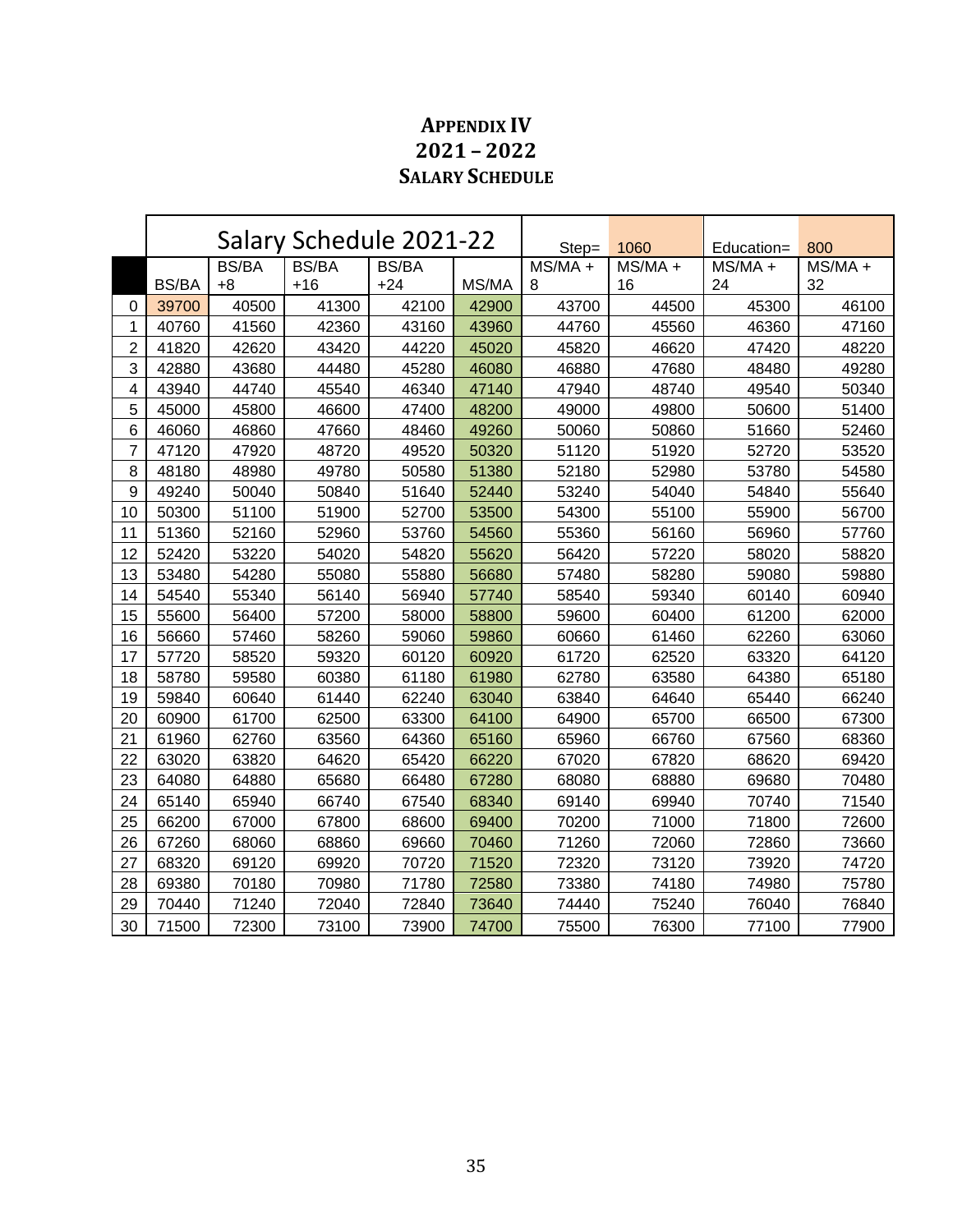# APPENDIX IV
## 2021 – 2022
## SALARY SCHEDULE

| | Salary Schedule 2021-22 | | | | | Step= | 1060 | Education= | 800 |
|---|---|---|---|---|---|---|---|---|---|
| | BS/BA | BS/BA +8 | BS/BA +16 | BS/BA +24 | MS/MA | MS/MA + 8 | MS/MA + 16 | MS/MA + 24 | MS/MA + 32 |
| 0 | 39700 | 40500 | 41300 | 42100 | 42900 | 43700 | 44500 | 45300 | 46100 |
| 1 | 40760 | 41560 | 42360 | 43160 | 43960 | 44760 | 45560 | 46360 | 47160 |
| 2 | 41820 | 42620 | 43420 | 44220 | 45020 | 45820 | 46620 | 47420 | 48220 |
| 3 | 42880 | 43680 | 44480 | 45280 | 46080 | 46880 | 47680 | 48480 | 49280 |
| 4 | 43940 | 44740 | 45540 | 46340 | 47140 | 47940 | 48740 | 49540 | 50340 |
| 5 | 45000 | 45800 | 46600 | 47400 | 48200 | 49000 | 49800 | 50600 | 51400 |
| 6 | 46060 | 46860 | 47660 | 48460 | 49260 | 50060 | 50860 | 51660 | 52460 |
| 7 | 47120 | 47920 | 48720 | 49520 | 50320 | 51120 | 51920 | 52720 | 53520 |
| 8 | 48180 | 48980 | 49780 | 50580 | 51380 | 52180 | 52980 | 53780 | 54580 |
| 9 | 49240 | 50040 | 50840 | 51640 | 52440 | 53240 | 54040 | 54840 | 55640 |
| 10 | 50300 | 51100 | 51900 | 52700 | 53500 | 54300 | 55100 | 55900 | 56700 |
| 11 | 51360 | 52160 | 52960 | 53760 | 54560 | 55360 | 56160 | 56960 | 57760 |
| 12 | 52420 | 53220 | 54020 | 54820 | 55620 | 56420 | 57220 | 58020 | 58820 |
| 13 | 53480 | 54280 | 55080 | 55880 | 56680 | 57480 | 58280 | 59080 | 59880 |
| 14 | 54540 | 55340 | 56140 | 56940 | 57740 | 58540 | 59340 | 60140 | 60940 |
| 15 | 55600 | 56400 | 57200 | 58000 | 58800 | 59600 | 60400 | 61200 | 62000 |
| 16 | 56660 | 57460 | 58260 | 59060 | 59860 | 60660 | 61460 | 62260 | 63060 |
| 17 | 57720 | 58520 | 59320 | 60120 | 60920 | 61720 | 62520 | 63320 | 64120 |
| 18 | 58780 | 59580 | 60380 | 61180 | 61980 | 62780 | 63580 | 64380 | 65180 |
| 19 | 59840 | 60640 | 61440 | 62240 | 63040 | 63840 | 64640 | 65440 | 66240 |
| 20 | 60900 | 61700 | 62500 | 63300 | 64100 | 64900 | 65700 | 66500 | 67300 |
| 21 | 61960 | 62760 | 63560 | 64360 | 65160 | 65960 | 66760 | 67560 | 68360 |
| 22 | 63020 | 63820 | 64620 | 65420 | 66220 | 67020 | 67820 | 68620 | 69420 |
| 23 | 64080 | 64880 | 65680 | 66480 | 67280 | 68080 | 68880 | 69680 | 70480 |
| 24 | 65140 | 65940 | 66740 | 67540 | 68340 | 69140 | 69940 | 70740 | 71540 |
| 25 | 66200 | 67000 | 67800 | 68600 | 69400 | 70200 | 71000 | 71800 | 72600 |
| 26 | 67260 | 68060 | 68860 | 69660 | 70460 | 71260 | 72060 | 72860 | 73660 |
| 27 | 68320 | 69120 | 69920 | 70720 | 71520 | 72320 | 73120 | 73920 | 74720 |
| 28 | 69380 | 70180 | 70980 | 71780 | 72580 | 73380 | 74180 | 74980 | 75780 |
| 29 | 70440 | 71240 | 72040 | 72840 | 73640 | 74440 | 75240 | 76040 | 76840 |
| 30 | 71500 | 72300 | 73100 | 73900 | 74700 | 75500 | 76300 | 77100 | 77900 |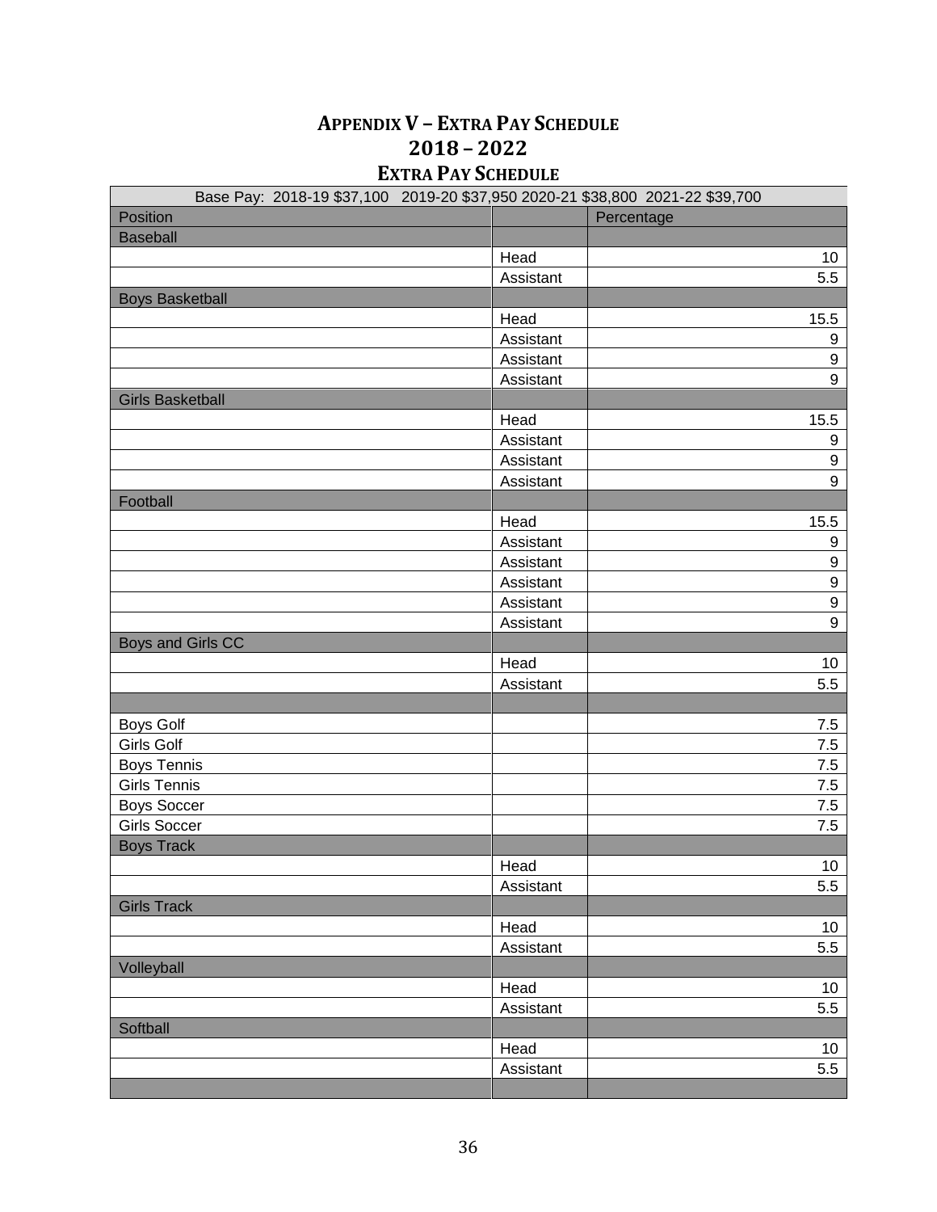# APPENDIX V – EXTRA PAY SCHEDULE

## 2018 – 2022

### EXTRA PAY SCHEDULE

| Base Pay: 2018-19 $37,100 2019-20 $37,950 2020-21 $38,800 2021-22 $39,700 | | |
|---|---|---|
| Position | | Percentage |
| Baseball | | |
| | Head | 10 |
| | Assistant | 5.5 |
| Boys Basketball | | |
| | Head | 15.5 |
| | Assistant | 9 |
| | Assistant | 9 |
| | Assistant | 9 |
| Girls Basketball | | |
| | Head | 15.5 |
| | Assistant | 9 |
| | Assistant | 9 |
| | Assistant | 9 |
| Football | | |
| | Head | 15.5 |
| | Assistant | 9 |
| | Assistant | 9 |
| | Assistant | 9 |
| | Assistant | 9 |
| | Assistant | 9 |
| Boys and Girls CC | | |
| | Head | 10 |
| | Assistant | 5.5 |
| | | |
| Boys Golf | | 7.5 |
| Girls Golf | | 7.5 |
| Boys Tennis | | 7.5 |
| Girls Tennis | | 7.5 |
| Boys Soccer | | 7.5 |
| Girls Soccer | | 7.5 |
| Boys Track | | |
| | Head | 10 |
| | Assistant | 5.5 |
| Girls Track | | |
| | Head | 10 |
| | Assistant | 5.5 |
| Volleyball | | |
| | Head | 10 |
| | Assistant | 5.5 |
| Softball | | |
| | Head | 10 |
| | Assistant | 5.5 |
| | | |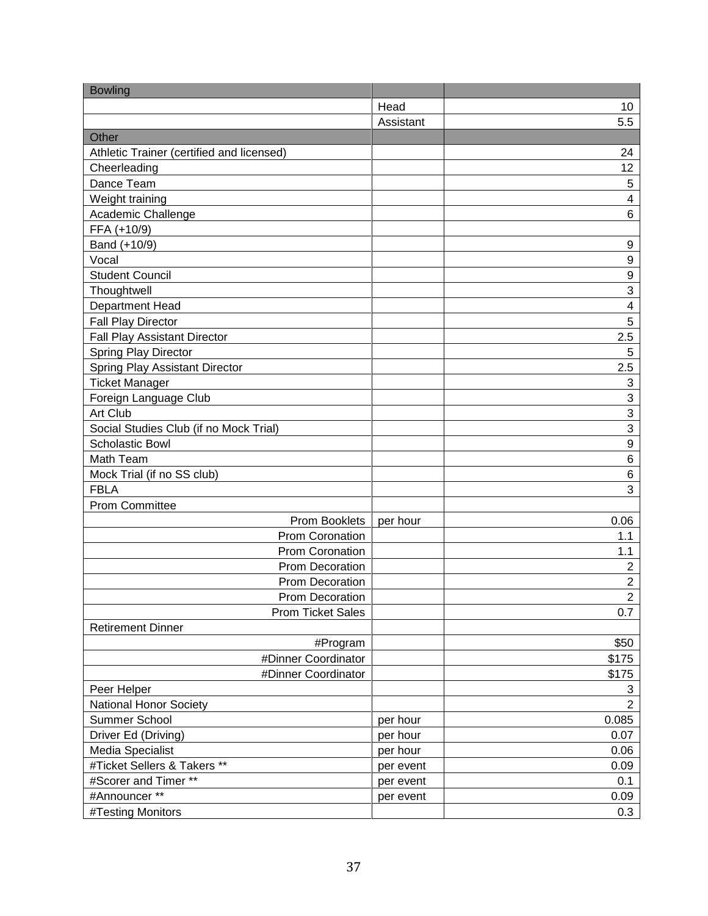| Bowling | | |
|---|---|---|
| | Head | 10 |
| | Assistant | 5.5 |
| Other | | |
| Athletic Trainer (certified and licensed) | | 24 |
| Cheerleading | | 12 |
| Dance Team | | 5 |
| Weight training | | 4 |
| Academic Challenge | | 6 |
| FFA (+10/9) | | |
| Band (+10/9) | | 9 |
| Vocal | | 9 |
| Student Council | | 9 |
| Thoughtwell | | 3 |
| Department Head | | 4 |
| Fall Play Director | | 5 |
| Fall Play Assistant Director | | 2.5 |
| Spring Play Director | | 5 |
| Spring Play Assistant Director | | 2.5 |
| Ticket Manager | | 3 |
| Foreign Language Club | | 3 |
| Art Club | | 3 |
| Social Studies Club (if no Mock Trial) | | 3 |
| Scholastic Bowl | | 9 |
| Math Team | | 6 |
| Mock Trial (if no SS club) | | 6 |
| FBLA | | 3 |
| Prom Committee | | |
| Prom Booklets | per hour | 0.06 |
| Prom Coronation | | 1.1 |
| Prom Coronation | | 1.1 |
| Prom Decoration | | 2 |
| Prom Decoration | | 2 |
| Prom Decoration | | 2 |
| Prom Ticket Sales | | 0.7 |
| Retirement Dinner | | |
| #Program | | $50 |
| #Dinner Coordinator | | $175 |
| #Dinner Coordinator | | $175 |
| Peer Helper | | 3 |
| National Honor Society | | 2 |
| Summer School | per hour | 0.085 |
| Driver Ed (Driving) | per hour | 0.07 |
| Media Specialist | per hour | 0.06 |
| #Ticket Sellers & Takers ** | per event | 0.09 |
| #Scorer and Timer ** | per event | 0.1 |
| #Announcer ** | per event | 0.09 |
| #Testing Monitors | | 0.3 |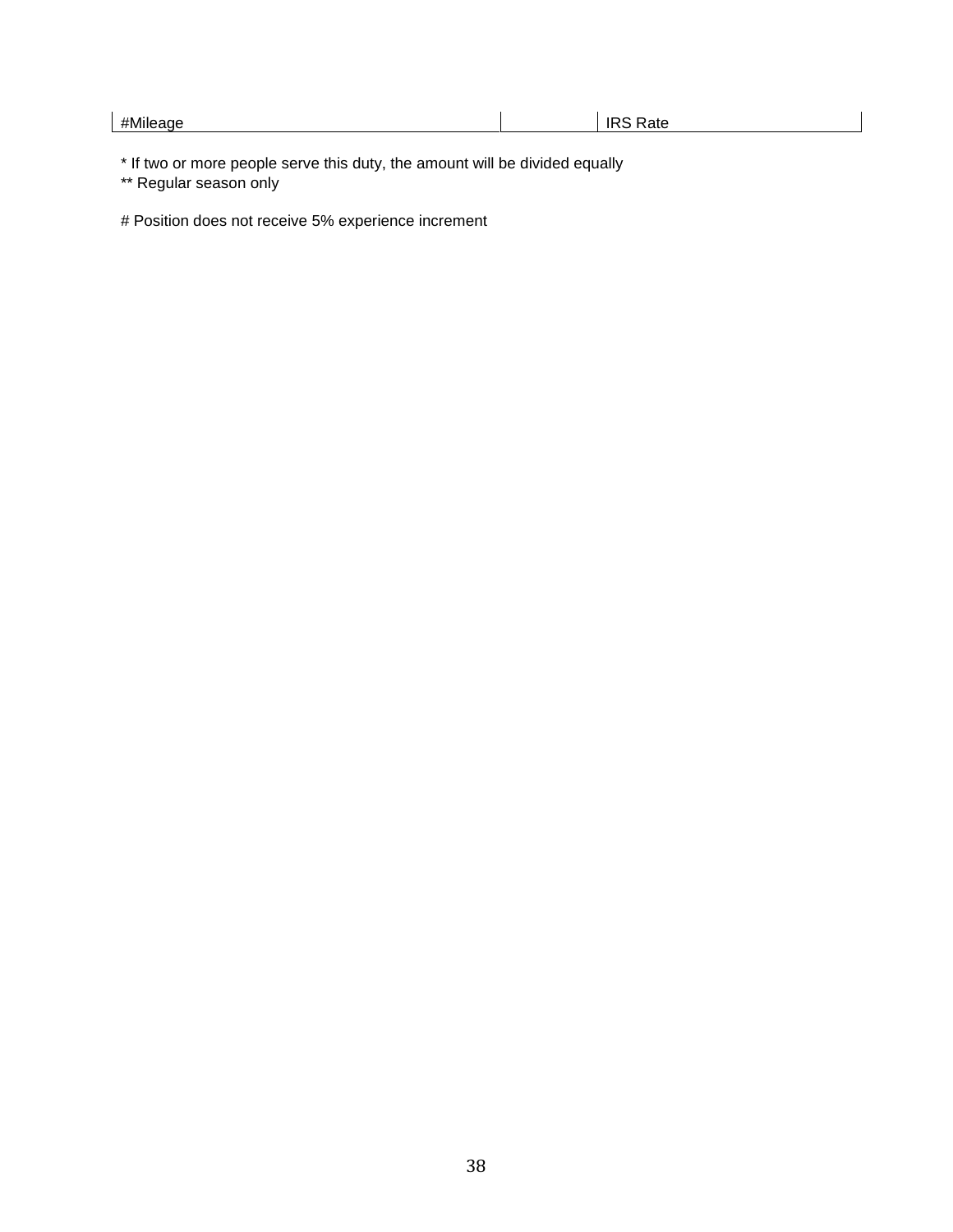| | | |
|---|---|---|
| #Mileage | | IRS Rate |

* If two or more people serve this duty, the amount will be divided equally
** Regular season only

# Position does not receive 5% experience increment